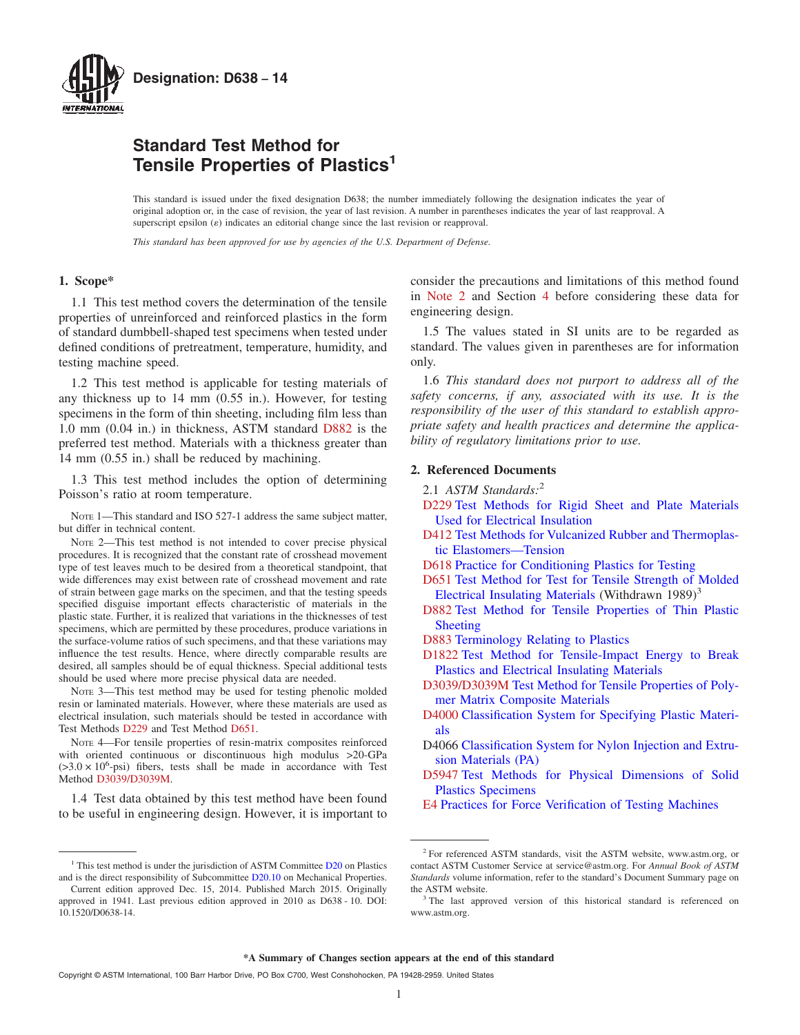**Designation: D638 – 14**

# Standard Test Method for Tensile Properties of Plastics[1]

This standard is issued under the fixed designation D638; the number immediately following the designation indicates the year of original adoption or, in the case of revision, the year of last revision. A number in parentheses indicates the year of last reapproval. A superscript epsilon (ε) indicates an editorial change since the last revision or reapproval.

*This standard has been approved for use by agencies of the U.S. Department of Defense.*

## 1. Scope*

1.1 This test method covers the determination of the tensile properties of unreinforced and reinforced plastics in the form of standard dumbbell-shaped test specimens when tested under defined conditions of pretreatment, temperature, humidity, and testing machine speed.

1.2 This test method is applicable for testing materials of any thickness up to 14 mm (0.55 in.). However, for testing specimens in the form of thin sheeting, including film less than 1.0 mm (0.04 in.) in thickness, ASTM standard D882 is the preferred test method. Materials with a thickness greater than 14 mm (0.55 in.) shall be reduced by machining.

1.3 This test method includes the option of determining Poisson's ratio at room temperature.

NOTE 1—This standard and ISO 527-1 address the same subject matter, but differ in technical content.

NOTE 2—This test method is not intended to cover precise physical procedures. It is recognized that the constant rate of crosshead movement type of test leaves much to be desired from a theoretical standpoint, that wide differences may exist between rate of crosshead movement and rate of strain between gage marks on the specimen, and that the testing speeds specified disguise important effects characteristic of materials in the plastic state. Further, it is realized that variations in the thicknesses of test specimens, which are permitted by these procedures, produce variations in the surface-volume ratios of such specimens, and that these variations may influence the test results. Hence, where directly comparable results are desired, all samples should be of equal thickness. Special additional tests should be used where more precise physical data are needed.

NOTE 3—This test method may be used for testing phenolic molded resin or laminated materials. However, where these materials are used as electrical insulation, such materials should be tested in accordance with Test Methods D229 and Test Method D651.

NOTE 4—For tensile properties of resin-matrix composites reinforced with oriented continuous or discontinuous high modulus >20-GPa ($>3.0 \times 10^6$-psi) fibers, tests shall be made in accordance with Test Method D3039/D3039M.

1.4 Test data obtained by this test method have been found to be useful in engineering design. However, it is important to consider the precautions and limitations of this method found in Note 2 and Section 4 before considering these data for engineering design.

1.5 The values stated in SI units are to be regarded as standard. The values given in parentheses are for information only.

1.6 *This standard does not purport to address all of the safety concerns, if any, associated with its use. It is the responsibility of the user of this standard to establish appropriate safety and health practices and determine the applicability of regulatory limitations prior to use.*

## 2. Referenced Documents

2.1 *ASTM Standards:*[2]

- D229 Test Methods for Rigid Sheet and Plate Materials Used for Electrical Insulation
- D412 Test Methods for Vulcanized Rubber and Thermoplastic Elastomers—Tension
- D618 Practice for Conditioning Plastics for Testing
- D651 Test Method for Test for Tensile Strength of Molded Electrical Insulating Materials (Withdrawn 1989)[3]
- D882 Test Method for Tensile Properties of Thin Plastic Sheeting
- D883 Terminology Relating to Plastics
- D1822 Test Method for Tensile-Impact Energy to Break Plastics and Electrical Insulating Materials
- D3039/D3039M Test Method for Tensile Properties of Polymer Matrix Composite Materials
- D4000 Classification System for Specifying Plastic Materials
- D4066 Classification System for Nylon Injection and Extrusion Materials (PA)
- D5947 Test Methods for Physical Dimensions of Solid Plastics Specimens
- E4 Practices for Force Verification of Testing Machines

---

[1] This test method is under the jurisdiction of ASTM Committee D20 on Plastics and is the direct responsibility of Subcommittee D20.10 on Mechanical Properties.

Current edition approved Dec. 15, 2014. Published March 2015. Originally approved in 1941. Last previous edition approved in 2010 as D638 - 10. DOI: 10.1520/D0638-14.

[2] For referenced ASTM standards, visit the ASTM website, www.astm.org, or contact ASTM Customer Service at service@astm.org. For *Annual Book of ASTM Standards* volume information, refer to the standard's Document Summary page on the ASTM website.

[3] The last approved version of this historical standard is referenced on www.astm.org.

**\*A Summary of Changes section appears at the end of this standard**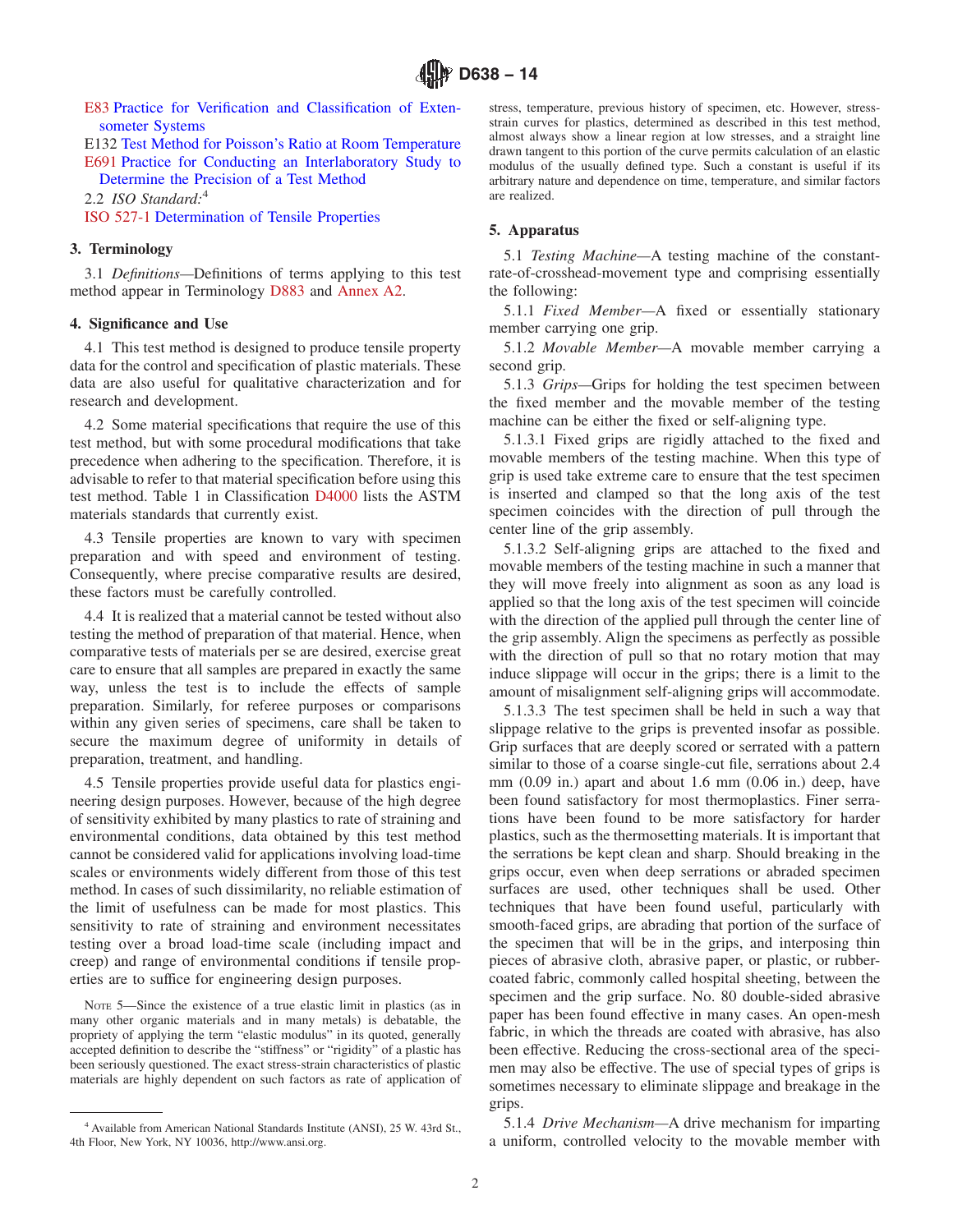E83 Practice for Verification and Classification of Extensometer Systems

E132 Test Method for Poisson's Ratio at Room Temperature

E691 Practice for Conducting an Interlaboratory Study to Determine the Precision of a Test Method

2.2 *ISO Standard:*[4]

ISO 527-1 Determination of Tensile Properties

## 3. Terminology

3.1 *Definitions*—Definitions of terms applying to this test method appear in Terminology D883 and Annex A2.

## 4. Significance and Use

4.1 This test method is designed to produce tensile property data for the control and specification of plastic materials. These data are also useful for qualitative characterization and for research and development.

4.2 Some material specifications that require the use of this test method, but with some procedural modifications that take precedence when adhering to the specification. Therefore, it is advisable to refer to that material specification before using this test method. Table 1 in Classification D4000 lists the ASTM materials standards that currently exist.

4.3 Tensile properties are known to vary with specimen preparation and with speed and environment of testing. Consequently, where precise comparative results are desired, these factors must be carefully controlled.

4.4 It is realized that a material cannot be tested without also testing the method of preparation of that material. Hence, when comparative tests of materials per se are desired, exercise great care to ensure that all samples are prepared in exactly the same way, unless the test is to include the effects of sample preparation. Similarly, for referee purposes or comparisons within any given series of specimens, care shall be taken to secure the maximum degree of uniformity in details of preparation, treatment, and handling.

4.5 Tensile properties provide useful data for plastics engineering design purposes. However, because of the high degree of sensitivity exhibited by many plastics to rate of straining and environmental conditions, data obtained by this test method cannot be considered valid for applications involving load-time scales or environments widely different from those of this test method. In cases of such dissimilarity, no reliable estimation of the limit of usefulness can be made for most plastics. This sensitivity to rate of straining and environment necessitates testing over a broad load-time scale (including impact and creep) and range of environmental conditions if tensile properties are to suffice for engineering design purposes.

NOTE 5—Since the existence of a true elastic limit in plastics (as in many other organic materials and in many metals) is debatable, the propriety of applying the term "elastic modulus" in its quoted, generally accepted definition to describe the "stiffness" or "rigidity" of a plastic has been seriously questioned. The exact stress-strain characteristics of plastic materials are highly dependent on such factors as rate of application of stress, temperature, previous history of specimen, etc. However, stress-strain curves for plastics, determined as described in this test method, almost always show a linear region at low stresses, and a straight line drawn tangent to this portion of the curve permits calculation of an elastic modulus of the usually defined type. Such a constant is useful if its arbitrary nature and dependence on time, temperature, and similar factors are realized.

## 5. Apparatus

5.1 *Testing Machine*—A testing machine of the constant-rate-of-crosshead-movement type and comprising essentially the following:

5.1.1 *Fixed Member*—A fixed or essentially stationary member carrying one grip.

5.1.2 *Movable Member*—A movable member carrying a second grip.

5.1.3 *Grips*—Grips for holding the test specimen between the fixed member and the movable member of the testing machine can be either the fixed or self-aligning type.

5.1.3.1 Fixed grips are rigidly attached to the fixed and movable members of the testing machine. When this type of grip is used take extreme care to ensure that the test specimen is inserted and clamped so that the long axis of the test specimen coincides with the direction of pull through the center line of the grip assembly.

5.1.3.2 Self-aligning grips are attached to the fixed and movable members of the testing machine in such a manner that they will move freely into alignment as soon as any load is applied so that the long axis of the test specimen will coincide with the direction of the applied pull through the center line of the grip assembly. Align the specimens as perfectly as possible with the direction of pull so that no rotary motion that may induce slippage will occur in the grips; there is a limit to the amount of misalignment self-aligning grips will accommodate.

5.1.3.3 The test specimen shall be held in such a way that slippage relative to the grips is prevented insofar as possible. Grip surfaces that are deeply scored or serrated with a pattern similar to those of a coarse single-cut file, serrations about 2.4 mm (0.09 in.) apart and about 1.6 mm (0.06 in.) deep, have been found satisfactory for most thermoplastics. Finer serrations have been found to be more satisfactory for harder plastics, such as the thermosetting materials. It is important that the serrations be kept clean and sharp. Should breaking in the grips occur, even when deep serrations or abraded specimen surfaces are used, other techniques shall be used. Other techniques that have been found useful, particularly with smooth-faced grips, are abrading that portion of the surface of the specimen that will be in the grips, and interposing thin pieces of abrasive cloth, abrasive paper, or plastic, or rubber-coated fabric, commonly called hospital sheeting, between the specimen and the grip surface. No. 80 double-sided abrasive paper has been found effective in many cases. An open-mesh fabric, in which the threads are coated with abrasive, has also been effective. Reducing the cross-sectional area of the specimen may also be effective. The use of special types of grips is sometimes necessary to eliminate slippage and breakage in the grips.

5.1.4 *Drive Mechanism*—A drive mechanism for imparting a uniform, controlled velocity to the movable member with

---

[4] Available from American National Standards Institute (ANSI), 25 W. 43rd St., 4th Floor, New York, NY 10036, http://www.ansi.org.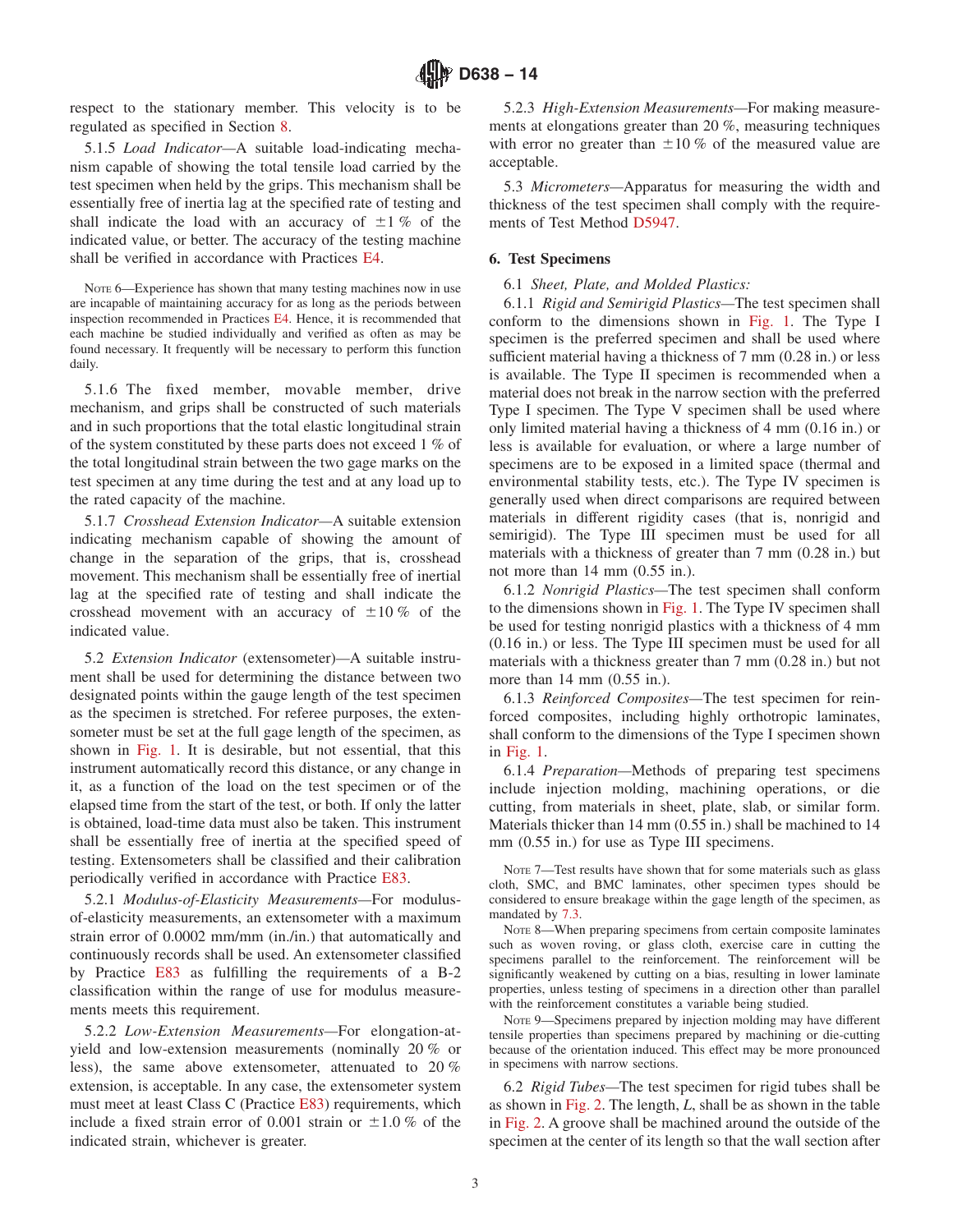respect to the stationary member. This velocity is to be regulated as specified in Section 8.

5.1.5 *Load Indicator*—A suitable load-indicating mechanism capable of showing the total tensile load carried by the test specimen when held by the grips. This mechanism shall be essentially free of inertia lag at the specified rate of testing and shall indicate the load with an accuracy of ±1 % of the indicated value, or better. The accuracy of the testing machine shall be verified in accordance with Practices E4.

NOTE 6—Experience has shown that many testing machines now in use are incapable of maintaining accuracy for as long as the periods between inspection recommended in Practices E4. Hence, it is recommended that each machine be studied individually and verified as often as may be found necessary. It frequently will be necessary to perform this function daily.

5.1.6 The fixed member, movable member, drive mechanism, and grips shall be constructed of such materials and in such proportions that the total elastic longitudinal strain of the system constituted by these parts does not exceed 1 % of the total longitudinal strain between the two gage marks on the test specimen at any time during the test and at any load up to the rated capacity of the machine.

5.1.7 *Crosshead Extension Indicator*—A suitable extension indicating mechanism capable of showing the amount of change in the separation of the grips, that is, crosshead movement. This mechanism shall be essentially free of inertial lag at the specified rate of testing and shall indicate the crosshead movement with an accuracy of ±10 % of the indicated value.

5.2 *Extension Indicator* (extensometer)—A suitable instrument shall be used for determining the distance between two designated points within the gauge length of the test specimen as the specimen is stretched. For referee purposes, the extensometer must be set at the full gage length of the specimen, as shown in Fig. 1. It is desirable, but not essential, that this instrument automatically record this distance, or any change in it, as a function of the load on the test specimen or of the elapsed time from the start of the test, or both. If only the latter is obtained, load-time data must also be taken. This instrument shall be essentially free of inertia at the specified speed of testing. Extensometers shall be classified and their calibration periodically verified in accordance with Practice E83.

5.2.1 *Modulus-of-Elasticity Measurements*—For modulus-of-elasticity measurements, an extensometer with a maximum strain error of 0.0002 mm/mm (in./in.) that automatically and continuously records shall be used. An extensometer classified by Practice E83 as fulfilling the requirements of a B-2 classification within the range of use for modulus measurements meets this requirement.

5.2.2 *Low-Extension Measurements*—For elongation-at-yield and low-extension measurements (nominally 20 % or less), the same above extensometer, attenuated to 20 % extension, is acceptable. In any case, the extensometer system must meet at least Class C (Practice E83) requirements, which include a fixed strain error of 0.001 strain or ±1.0 % of the indicated strain, whichever is greater.

5.2.3 *High-Extension Measurements*—For making measurements at elongations greater than 20 %, measuring techniques with error no greater than ±10 % of the measured value are acceptable.

5.3 *Micrometers*—Apparatus for measuring the width and thickness of the test specimen shall comply with the requirements of Test Method D5947.

## 6. Test Specimens

6.1 *Sheet, Plate, and Molded Plastics:*

6.1.1 *Rigid and Semirigid Plastics*—The test specimen shall conform to the dimensions shown in Fig. 1. The Type I specimen is the preferred specimen and shall be used where sufficient material having a thickness of 7 mm (0.28 in.) or less is available. The Type II specimen is recommended when a material does not break in the narrow section with the preferred Type I specimen. The Type V specimen shall be used where only limited material having a thickness of 4 mm (0.16 in.) or less is available for evaluation, or where a large number of specimens are to be exposed in a limited space (thermal and environmental stability tests, etc.). The Type IV specimen is generally used when direct comparisons are required between materials in different rigidity cases (that is, nonrigid and semirigid). The Type III specimen must be used for all materials with a thickness of greater than 7 mm (0.28 in.) but not more than 14 mm (0.55 in.).

6.1.2 *Nonrigid Plastics*—The test specimen shall conform to the dimensions shown in Fig. 1. The Type IV specimen shall be used for testing nonrigid plastics with a thickness of 4 mm (0.16 in.) or less. The Type III specimen must be used for all materials with a thickness greater than 7 mm (0.28 in.) but not more than 14 mm (0.55 in.).

6.1.3 *Reinforced Composites*—The test specimen for reinforced composites, including highly orthotropic laminates, shall conform to the dimensions of the Type I specimen shown in Fig. 1.

6.1.4 *Preparation*—Methods of preparing test specimens include injection molding, machining operations, or die cutting, from materials in sheet, plate, slab, or similar form. Materials thicker than 14 mm (0.55 in.) shall be machined to 14 mm (0.55 in.) for use as Type III specimens.

NOTE 7—Test results have shown that for some materials such as glass cloth, SMC, and BMC laminates, other specimen types should be considered to ensure breakage within the gage length of the specimen, as mandated by 7.3.

NOTE 8—When preparing specimens from certain composite laminates such as woven roving, or glass cloth, exercise care in cutting the specimens parallel to the reinforcement. The reinforcement will be significantly weakened by cutting on a bias, resulting in lower laminate properties, unless testing of specimens in a direction other than parallel with the reinforcement constitutes a variable being studied.

NOTE 9—Specimens prepared by injection molding may have different tensile properties than specimens prepared by machining or die-cutting because of the orientation induced. This effect may be more pronounced in specimens with narrow sections.

6.2 *Rigid Tubes*—The test specimen for rigid tubes shall be as shown in Fig. 2. The length, *L*, shall be as shown in the table in Fig. 2. A groove shall be machined around the outside of the specimen at the center of its length so that the wall section after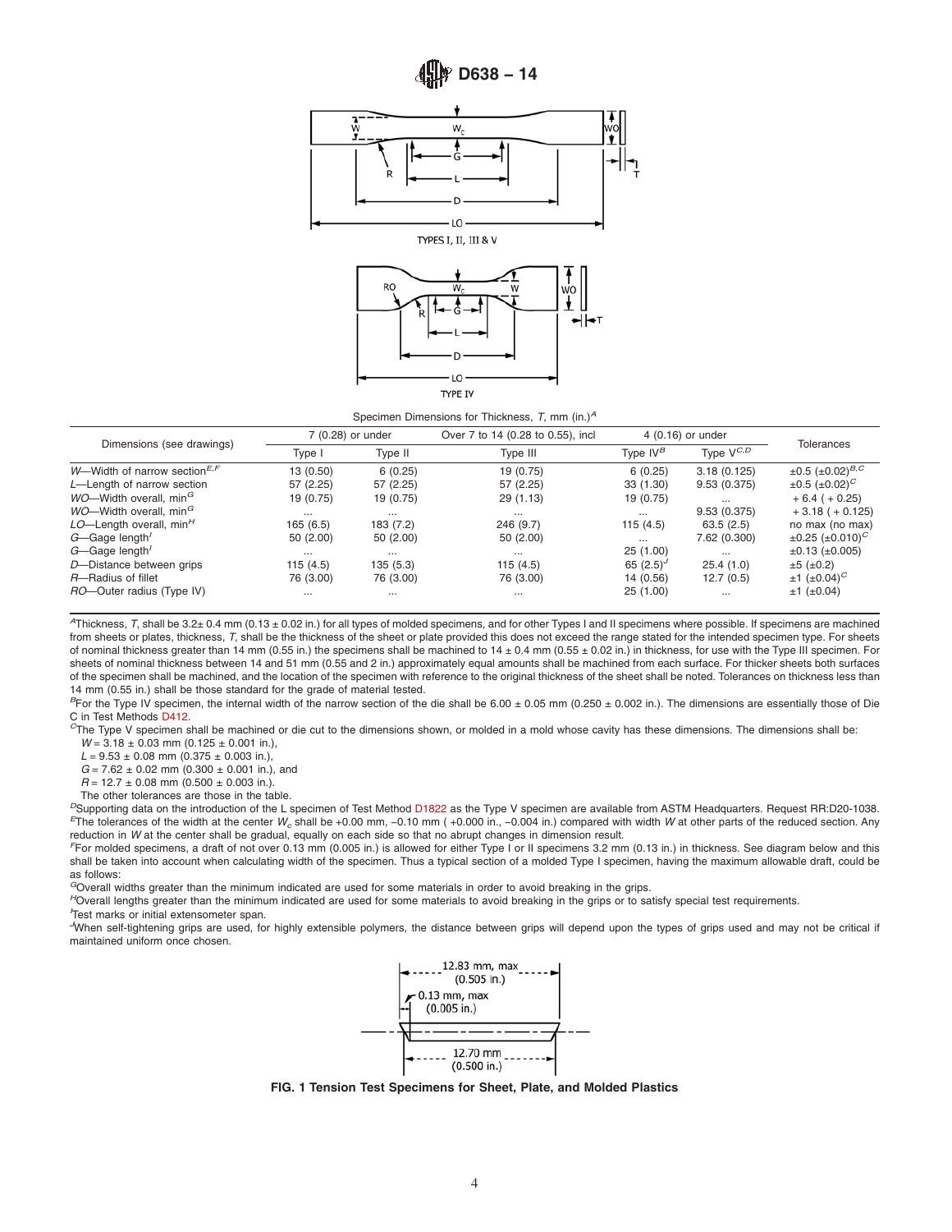TYPES I, II, III & V

TYPE IV

Specimen Dimensions for Thickness, $T$, mm (in.)[A]

| Dimensions (see drawings) | 7 (0.28) or under | | Over 7 to 14 (0.28 to 0.55), incl | 4 (0.16) or under | | Tolerances |
|---|---|---|---|---|---|---|
| | Type I | Type II | Type III | Type IV[B] | Type V[C,D] | |
| $W$—Width of narrow section[E,F] | 13 (0.50) | 6 (0.25) | 19 (0.75) | 6 (0.25) | 3.18 (0.125) | ±0.5 (±0.02)[B,C] |
| $L$—Length of narrow section | 57 (2.25) | 57 (2.25) | 57 (2.25) | 33 (1.30) | 9.53 (0.375) | ±0.5 (±0.02)[C] |
| $WO$—Width overall, min[G] | 19 (0.75) | 19 (0.75) | 29 (1.13) | 19 (0.75) | ... | + 6.4 ( + 0.25) |
| $WO$—Width overall, min[G] | ... | ... | ... | ... | 9.53 (0.375) | + 3.18 ( + 0.125) |
| $LO$—Length overall, min[H] | 165 (6.5) | 183 (7.2) | 246 (9.7) | 115 (4.5) | 63.5 (2.5) | no max (no max) |
| $G$—Gage length[I] | 50 (2.00) | 50 (2.00) | 50 (2.00) | ... | 7.62 (0.300) | ±0.25 (±0.010)[C] |
| $G$—Gage length[I] | ... | ... | ... | 25 (1.00) | ... | ±0.13 (±0.005) |
| $D$—Distance between grips | 115 (4.5) | 135 (5.3) | 115 (4.5) | 65 (2.5)[J] | 25.4 (1.0) | ±5 (±0.2) |
| $R$—Radius of fillet | 76 (3.00) | 76 (3.00) | 76 (3.00) | 14 (0.56) | 12.7 (0.5) | ±1 (±0.04)[C] |
| $RO$—Outer radius (Type IV) | ... | ... | ... | 25 (1.00) | ... | ±1 (±0.04) |

[A]Thickness, $T$, shall be 3.2± 0.4 mm (0.13 ± 0.02 in.) for all types of molded specimens, and for other Types I and II specimens where possible. If specimens are machined from sheets or plates, thickness, $T$, shall be the thickness of the sheet or plate provided this does not exceed the range stated for the intended specimen type. For sheets of nominal thickness greater than 14 mm (0.55 in.) the specimens shall be machined to 14 ± 0.4 mm (0.55 ± 0.02 in.) in thickness, for use with the Type III specimen. For sheets of nominal thickness between 14 and 51 mm (0.55 and 2 in.) approximately equal amounts shall be machined from each surface. For thicker sheets both surfaces of the specimen shall be machined, and the location of the specimen with reference to the original thickness of the sheet shall be noted. Tolerances on thickness less than 14 mm (0.55 in.) shall be those standard for the grade of material tested.

[B]For the Type IV specimen, the internal width of the narrow section of the die shall be 6.00 ± 0.05 mm (0.250 ± 0.002 in.). The dimensions are essentially those of Die C in Test Methods D412.

[C]The Type V specimen shall be machined or die cut to the dimensions shown, or molded in a mold whose cavity has these dimensions. The dimensions shall be:

$W$ = 3.18 ± 0.03 mm (0.125 ± 0.001 in.),
$L$ = 9.53 ± 0.08 mm (0.375 ± 0.003 in.),
$G$ = 7.62 ± 0.02 mm (0.300 ± 0.001 in.), and
$R$ = 12.7 ± 0.08 mm (0.500 ± 0.003 in.).
The other tolerances are those in the table.

[D]Supporting data on the introduction of the L specimen of Test Method D1822 as the Type V specimen are available from ASTM Headquarters. Request RR:D20-1038.

[E]The tolerances of the width at the center $W_c$ shall be +0.00 mm, −0.10 mm ( +0.000 in., −0.004 in.) compared with width $W$ at other parts of the reduced section. Any reduction in $W$ at the center shall be gradual, equally on each side so that no abrupt changes in dimension result.

[F]For molded specimens, a draft of not over 0.13 mm (0.005 in.) is allowed for either Type I or II specimens 3.2 mm (0.13 in.) in thickness. See diagram below and this shall be taken into account when calculating width of the specimen. Thus a typical section of a molded Type I specimen, having the maximum allowable draft, could be as follows:

[G]Overall widths greater than the minimum indicated are used for some materials in order to avoid breaking in the grips.

[H]Overall lengths greater than the minimum indicated are used for some materials to avoid breaking in the grips or to satisfy special test requirements.

[I]Test marks or initial extensometer span.

[J]When self-tightening grips are used, for highly extensible polymers, the distance between grips will depend upon the types of grips used and may not be critical if maintained uniform once chosen.

12.83 mm, max (0.505 in.)
0.13 mm, max (0.005 in.)
12.70 mm (0.500 in.)

**FIG. 1 Tension Test Specimens for Sheet, Plate, and Molded Plastics**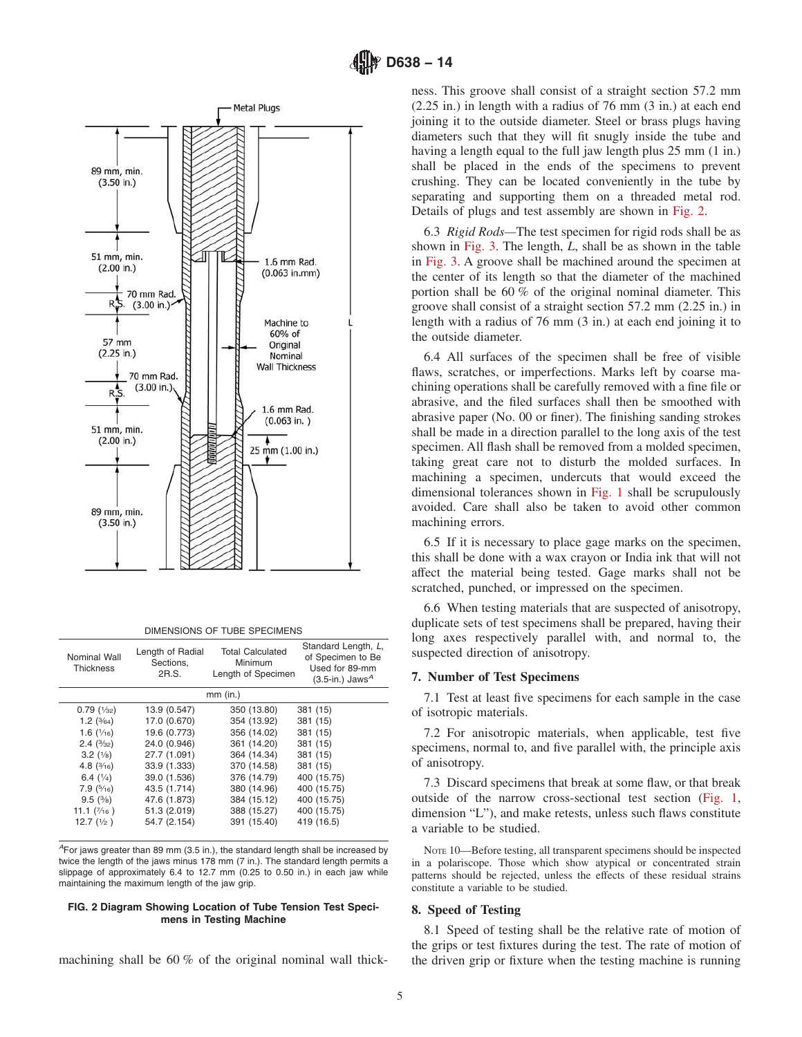DIMENSIONS OF TUBE SPECIMENS

| Nominal Wall Thickness | Length of Radial Sections, 2R.S. | Total Calculated Minimum Length of Specimen | Standard Length, *L*, of Specimen to Be Used for 89-mm (3.5-in.) Jaws[A] |
|---|---|---|---|
| mm (in.) | | | |
| 0.79 (1⁄32) | 13.9 (0.547) | 350 (13.80) | 381 (15) |
| 1.2 (3⁄64) | 17.0 (0.670) | 354 (13.92) | 381 (15) |
| 1.6 (1⁄16) | 19.6 (0.773) | 356 (14.02) | 381 (15) |
| 2.4 (3⁄32) | 24.0 (0.946) | 361 (14.20) | 381 (15) |
| 3.2 (1⁄8) | 27.7 (1.091) | 364 (14.34) | 381 (15) |
| 4.8 (3⁄16) | 33.9 (1.333) | 370 (14.58) | 381 (15) |
| 6.4 (1⁄4) | 39.0 (1.536) | 376 (14.79) | 400 (15.75) |
| 7.9 (5⁄16) | 43.5 (1.714) | 380 (14.96) | 400 (15.75) |
| 9.5 (3⁄8) | 47.6 (1.873) | 384 (15.12) | 400 (15.75) |
| 11.1 (7⁄16) | 51.3 (2.019) | 388 (15.27) | 400 (15.75) |
| 12.7 (1⁄2) | 54.7 (2.154) | 391 (15.40) | 419 (16.5) |

[A] For jaws greater than 89 mm (3.5 in.), the standard length shall be increased by twice the length of the jaws minus 178 mm (7 in.). The standard length permits a slippage of approximately 6.4 to 12.7 mm (0.25 to 0.50 in.) in each jaw while maintaining the maximum length of the jaw grip.

**FIG. 2 Diagram Showing Location of Tube Tension Test Specimens in Testing Machine**

machining shall be 60 % of the original nominal wall thickness. This groove shall consist of a straight section 57.2 mm (2.25 in.) in length with a radius of 76 mm (3 in.) at each end joining it to the outside diameter. Steel or brass plugs having diameters such that they will fit snugly inside the tube and having a length equal to the full jaw length plus 25 mm (1 in.) shall be placed in the ends of the specimens to prevent crushing. They can be located conveniently in the tube by separating and supporting them on a threaded metal rod. Details of plugs and test assembly are shown in Fig. 2.

6.3 *Rigid Rods*—The test specimen for rigid rods shall be as shown in Fig. 3. The length, *L*, shall be as shown in the table in Fig. 3. A groove shall be machined around the specimen at the center of its length so that the diameter of the machined portion shall be 60 % of the original nominal diameter. This groove shall consist of a straight section 57.2 mm (2.25 in.) in length with a radius of 76 mm (3 in.) at each end joining it to the outside diameter.

6.4 All surfaces of the specimen shall be free of visible flaws, scratches, or imperfections. Marks left by coarse machining operations shall be carefully removed with a fine file or abrasive, and the filed surfaces shall then be smoothed with abrasive paper (No. 00 or finer). The finishing sanding strokes shall be made in a direction parallel to the long axis of the test specimen. All flash shall be removed from a molded specimen, taking great care not to disturb the molded surfaces. In machining a specimen, undercuts that would exceed the dimensional tolerances shown in Fig. 1 shall be scrupulously avoided. Care shall also be taken to avoid other common machining errors.

6.5 If it is necessary to place gage marks on the specimen, this shall be done with a wax crayon or India ink that will not affect the material being tested. Gage marks shall not be scratched, punched, or impressed on the specimen.

6.6 When testing materials that are suspected of anisotropy, duplicate sets of test specimens shall be prepared, having their long axes respectively parallel with, and normal to, the suspected direction of anisotropy.

## 7. Number of Test Specimens

7.1 Test at least five specimens for each sample in the case of isotropic materials.

7.2 For anisotropic materials, when applicable, test five specimens, normal to, and five parallel with, the principle axis of anisotropy.

7.3 Discard specimens that break at some flaw, or that break outside of the narrow cross-sectional test section (Fig. 1, dimension "L"), and make retests, unless such flaws constitute a variable to be studied.

NOTE 10—Before testing, all transparent specimens should be inspected in a polariscope. Those which show atypical or concentrated strain patterns should be rejected, unless the effects of these residual strains constitute a variable to be studied.

## 8. Speed of Testing

8.1 Speed of testing shall be the relative rate of motion of the grips or test fixtures during the test. The rate of motion of the driven grip or fixture when the testing machine is running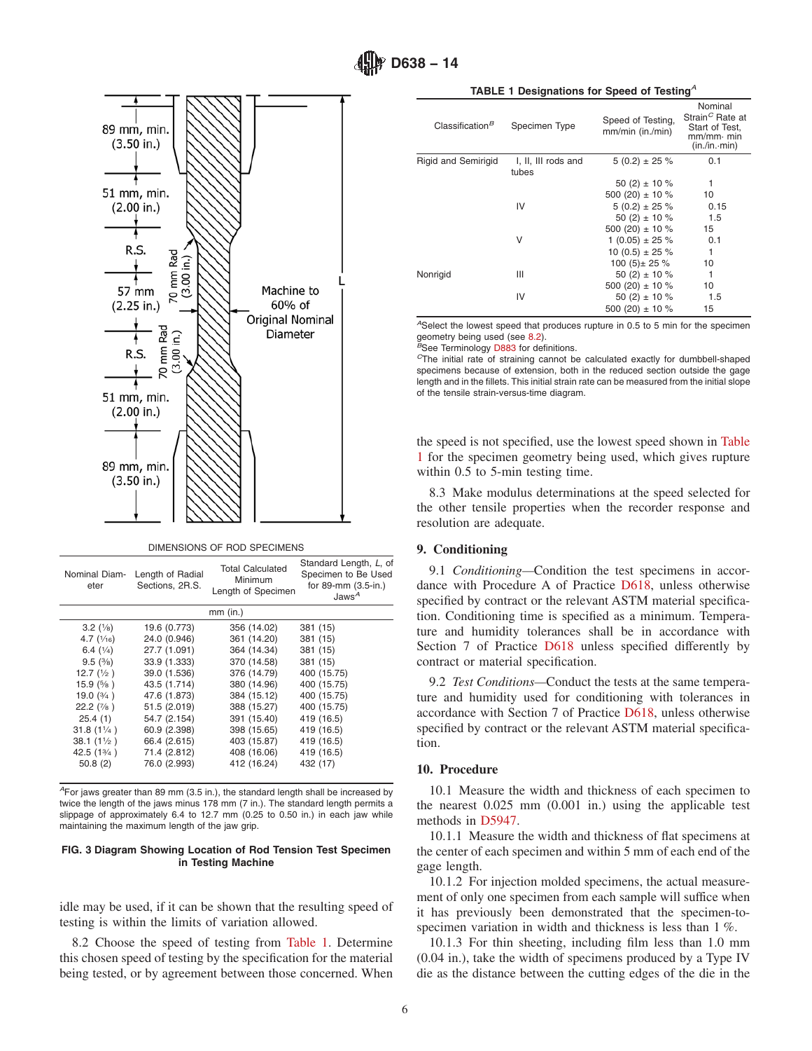89 mm, min. (3.50 in.)

51 mm, min. (2.00 in.)

R.S.

70 mm Rad (3.00 in.)

57 mm (2.25 in.)

Machine to 60% of Original Nominal Diameter

L

R.S.

70 mm Rad (3.00 in.)

51 mm, min. (2.00 in.)

89 mm, min. (3.50 in.)

DIMENSIONS OF ROD SPECIMENS

| Nominal Diameter | Length of Radial Sections, 2R.S. | Total Calculated Minimum Length of Specimen | Standard Length, L, of Specimen to Be Used for 89-mm (3.5-in.) Jaws[A] |
|---|---|---|---|
| mm (in.) | | | |
| 3.2 (1/8) | 19.6 (0.773) | 356 (14.02) | 381 (15) |
| 4.7 (3/16) | 24.0 (0.946) | 361 (14.20) | 381 (15) |
| 6.4 (1/4) | 27.7 (1.091) | 364 (14.34) | 381 (15) |
| 9.5 (3/8) | 33.9 (1.333) | 370 (14.58) | 381 (15) |
| 12.7 (1/2) | 39.0 (1.536) | 376 (14.79) | 400 (15.75) |
| 15.9 (5/8) | 43.5 (1.714) | 380 (14.96) | 400 (15.75) |
| 19.0 (3/4) | 47.6 (1.873) | 384 (15.12) | 400 (15.75) |
| 22.2 (7/8) | 51.5 (2.019) | 388 (15.27) | 400 (15.75) |
| 25.4 (1) | 54.7 (2.154) | 391 (15.40) | 419 (16.5) |
| 31.8 (1 1/4) | 60.9 (2.398) | 398 (15.65) | 419 (16.5) |
| 38.1 (1 1/2) | 66.4 (2.615) | 403 (15.87) | 419 (16.5) |
| 42.5 (1 3/4) | 71.4 (2.812) | 408 (16.06) | 419 (16.5) |
| 50.8 (2) | 76.0 (2.993) | 412 (16.24) | 432 (17) |

[A]For jaws greater than 89 mm (3.5 in.), the standard length shall be increased by twice the length of the jaws minus 178 mm (7 in.). The standard length permits a slippage of approximately 6.4 to 12.7 mm (0.25 to 0.50 in.) in each jaw while maintaining the maximum length of the jaw grip.

**FIG. 3 Diagram Showing Location of Rod Tension Test Specimen in Testing Machine**

idle may be used, if it can be shown that the resulting speed of testing is within the limits of variation allowed.

8.2 Choose the speed of testing from Table 1. Determine this chosen speed of testing by the specification for the material being tested, or by agreement between those concerned. When the speed is not specified, use the lowest speed shown in Table 1 for the specimen geometry being used, which gives rupture within 0.5 to 5-min testing time.

**TABLE 1 Designations for Speed of Testing[A]**

| Classification[B] | Specimen Type | Speed of Testing, mm/min (in./min) | Nominal Strain[C] Rate at Start of Test, mm/mm· min (in./in.·min) |
|---|---|---|---|
| Rigid and Semirigid | I, II, III rods and tubes | 5 (0.2) ± 25 % | 0.1 |
| | | 50 (2) ± 10 % | 1 |
| | | 500 (20) ± 10 % | 10 |
| | IV | 5 (0.2) ± 25 % | 0.15 |
| | | 50 (2) ± 10 % | 1.5 |
| | | 500 (20) ± 10 % | 15 |
| | V | 1 (0.05) ± 25 % | 0.1 |
| | | 10 (0.5) ± 25 % | 1 |
| | | 100 (5)± 25 % | 10 |
| Nonrigid | III | 50 (2) ± 10 % | 1 |
| | | 500 (20) ± 10 % | 10 |
| | IV | 50 (2) ± 10 % | 1.5 |
| | | 500 (20) ± 10 % | 15 |

[A]Select the lowest speed that produces rupture in 0.5 to 5 min for the specimen geometry being used (see 8.2).

[B]See Terminology D883 for definitions.

[C]The initial rate of straining cannot be calculated exactly for dumbbell-shaped specimens because of extension, both in the reduced section outside the gage length and in the fillets. This initial strain rate can be measured from the initial slope of the tensile strain-versus-time diagram.

8.3 Make modulus determinations at the speed selected for the other tensile properties when the recorder response and resolution are adequate.

## 9. Conditioning

9.1 *Conditioning*—Condition the test specimens in accordance with Procedure A of Practice D618, unless otherwise specified by contract or the relevant ASTM material specification. Conditioning time is specified as a minimum. Temperature and humidity tolerances shall be in accordance with Section 7 of Practice D618 unless specified differently by contract or material specification.

9.2 *Test Conditions*—Conduct the tests at the same temperature and humidity used for conditioning with tolerances in accordance with Section 7 of Practice D618, unless otherwise specified by contract or the relevant ASTM material specification.

## 10. Procedure

10.1 Measure the width and thickness of each specimen to the nearest 0.025 mm (0.001 in.) using the applicable test methods in D5947.

10.1.1 Measure the width and thickness of flat specimens at the center of each specimen and within 5 mm of each end of the gage length.

10.1.2 For injection molded specimens, the actual measurement of only one specimen from each sample will suffice when it has previously been demonstrated that the specimen-to-specimen variation in width and thickness is less than 1 %.

10.1.3 For thin sheeting, including film less than 1.0 mm (0.04 in.), take the width of specimens produced by a Type IV die as the distance between the cutting edges of the die in the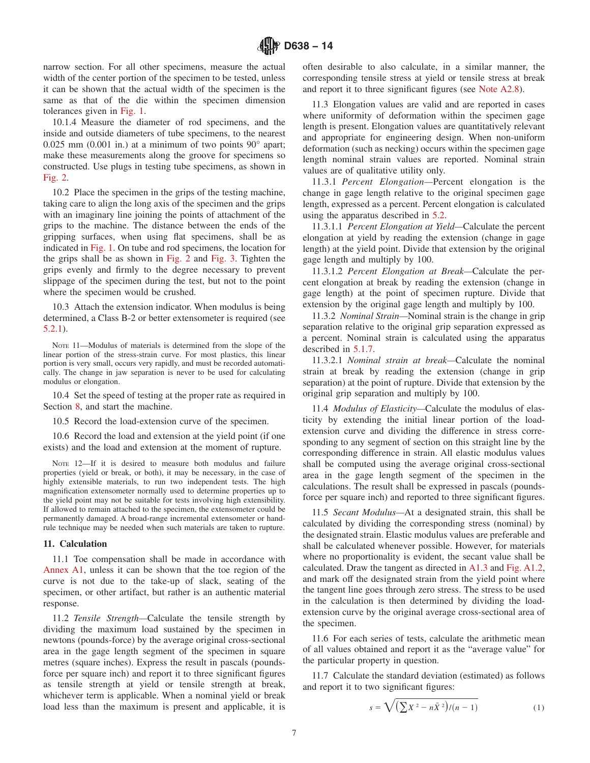narrow section. For all other specimens, measure the actual width of the center portion of the specimen to be tested, unless it can be shown that the actual width of the specimen is the same as that of the die within the specimen dimension tolerances given in Fig. 1.

10.1.4 Measure the diameter of rod specimens, and the inside and outside diameters of tube specimens, to the nearest 0.025 mm (0.001 in.) at a minimum of two points 90° apart; make these measurements along the groove for specimens so constructed. Use plugs in testing tube specimens, as shown in Fig. 2.

10.2 Place the specimen in the grips of the testing machine, taking care to align the long axis of the specimen and the grips with an imaginary line joining the points of attachment of the grips to the machine. The distance between the ends of the gripping surfaces, when using flat specimens, shall be as indicated in Fig. 1. On tube and rod specimens, the location for the grips shall be as shown in Fig. 2 and Fig. 3. Tighten the grips evenly and firmly to the degree necessary to prevent slippage of the specimen during the test, but not to the point where the specimen would be crushed.

10.3 Attach the extension indicator. When modulus is being determined, a Class B-2 or better extensometer is required (see 5.2.1).

NOTE 11—Modulus of materials is determined from the slope of the linear portion of the stress-strain curve. For most plastics, this linear portion is very small, occurs very rapidly, and must be recorded automatically. The change in jaw separation is never to be used for calculating modulus or elongation.

10.4 Set the speed of testing at the proper rate as required in Section 8, and start the machine.

10.5 Record the load-extension curve of the specimen.

10.6 Record the load and extension at the yield point (if one exists) and the load and extension at the moment of rupture.

NOTE 12—If it is desired to measure both modulus and failure properties (yield or break, or both), it may be necessary, in the case of highly extensible materials, to run two independent tests. The high magnification extensometer normally used to determine properties up to the yield point may not be suitable for tests involving high extensibility. If allowed to remain attached to the specimen, the extensometer could be permanently damaged. A broad-range incremental extensometer or hand-rule technique may be needed when such materials are taken to rupture.

## 11. Calculation

11.1 Toe compensation shall be made in accordance with Annex A1, unless it can be shown that the toe region of the curve is not due to the take-up of slack, seating of the specimen, or other artifact, but rather is an authentic material response.

11.2 *Tensile Strength*—Calculate the tensile strength by dividing the maximum load sustained by the specimen in newtons (pounds-force) by the average original cross-sectional area in the gage length segment of the specimen in square metres (square inches). Express the result in pascals (pounds-force per square inch) and report it to three significant figures as tensile strength at yield or tensile strength at break, whichever term is applicable. When a nominal yield or break load less than the maximum is present and applicable, it is often desirable to also calculate, in a similar manner, the corresponding tensile stress at yield or tensile stress at break and report it to three significant figures (see Note A2.8).

11.3 Elongation values are valid and are reported in cases where uniformity of deformation within the specimen gage length is present. Elongation values are quantitatively relevant and appropriate for engineering design. When non-uniform deformation (such as necking) occurs within the specimen gage length nominal strain values are reported. Nominal strain values are of qualitative utility only.

11.3.1 *Percent Elongation*—Percent elongation is the change in gage length relative to the original specimen gage length, expressed as a percent. Percent elongation is calculated using the apparatus described in 5.2.

11.3.1.1 *Percent Elongation at Yield*—Calculate the percent elongation at yield by reading the extension (change in gage length) at the yield point. Divide that extension by the original gage length and multiply by 100.

11.3.1.2 *Percent Elongation at Break*—Calculate the percent elongation at break by reading the extension (change in gage length) at the point of specimen rupture. Divide that extension by the original gage length and multiply by 100.

11.3.2 *Nominal Strain*—Nominal strain is the change in grip separation relative to the original grip separation expressed as a percent. Nominal strain is calculated using the apparatus described in 5.1.7.

11.3.2.1 *Nominal strain at break*—Calculate the nominal strain at break by reading the extension (change in grip separation) at the point of rupture. Divide that extension by the original grip separation and multiply by 100.

11.4 *Modulus of Elasticity*—Calculate the modulus of elasticity by extending the initial linear portion of the load-extension curve and dividing the difference in stress corresponding to any segment of section on this straight line by the corresponding difference in strain. All elastic modulus values shall be computed using the average original cross-sectional area in the gage length segment of the specimen in the calculations. The result shall be expressed in pascals (pounds-force per square inch) and reported to three significant figures.

11.5 *Secant Modulus*—At a designated strain, this shall be calculated by dividing the corresponding stress (nominal) by the designated strain. Elastic modulus values are preferable and shall be calculated whenever possible. However, for materials where no proportionality is evident, the secant value shall be calculated. Draw the tangent as directed in A1.3 and Fig. A1.2, and mark off the designated strain from the yield point where the tangent line goes through zero stress. The stress to be used in the calculation is then determined by dividing the load-extension curve by the original average cross-sectional area of the specimen.

11.6 For each series of tests, calculate the arithmetic mean of all values obtained and report it as the "average value" for the particular property in question.

11.7 Calculate the standard deviation (estimated) as follows and report it to two significant figures:

$$s = \sqrt{\left(\sum X^2 - n\bar{X}^2\right)/(n-1)} \tag{1}$$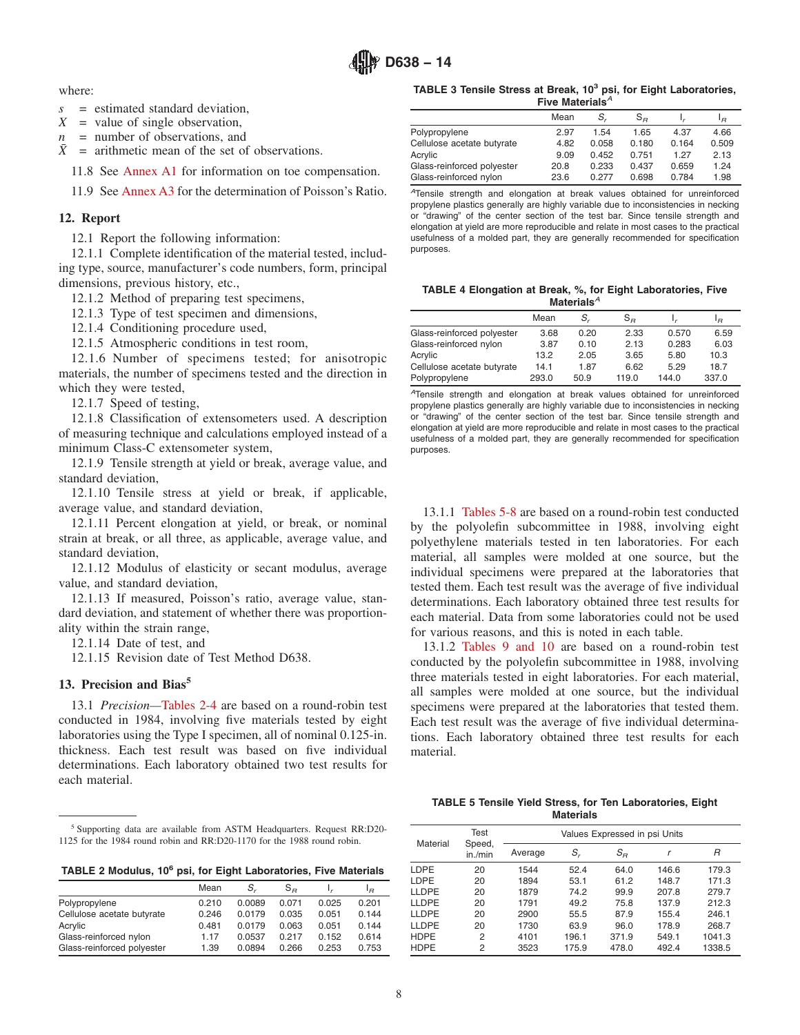where:

$s$ = estimated standard deviation,
$X$ = value of single observation,
$n$ = number of observations, and
$\bar{X}$ = arithmetic mean of the set of observations.

11.8 See Annex A1 for information on toe compensation.

11.9 See Annex A3 for the determination of Poisson's Ratio.

## 12. Report

12.1 Report the following information:

12.1.1 Complete identification of the material tested, including type, source, manufacturer's code numbers, form, principal dimensions, previous history, etc.,

12.1.2 Method of preparing test specimens,

12.1.3 Type of test specimen and dimensions,

12.1.4 Conditioning procedure used,

12.1.5 Atmospheric conditions in test room,

12.1.6 Number of specimens tested; for anisotropic materials, the number of specimens tested and the direction in which they were tested,

12.1.7 Speed of testing,

12.1.8 Classification of extensometers used. A description of measuring technique and calculations employed instead of a minimum Class-C extensometer system,

12.1.9 Tensile strength at yield or break, average value, and standard deviation,

12.1.10 Tensile stress at yield or break, if applicable, average value, and standard deviation,

12.1.11 Percent elongation at yield, or break, or nominal strain at break, or all three, as applicable, average value, and standard deviation,

12.1.12 Modulus of elasticity or secant modulus, average value, and standard deviation,

12.1.13 If measured, Poisson's ratio, average value, standard deviation, and statement of whether there was proportionality within the strain range,

12.1.14 Date of test, and

12.1.15 Revision date of Test Method D638.

## 13. Precision and Bias[5]

13.1 *Precision*—Tables 2-4 are based on a round-robin test conducted in 1984, involving five materials tested by eight laboratories using the Type I specimen, all of nominal 0.125-in. thickness. Each test result was based on five individual determinations. Each laboratory obtained two test results for each material.

[5] Supporting data are available from ASTM Headquarters. Request RR:D20-1125 for the 1984 round robin and RR:D20-1170 for the 1988 round robin.

**TABLE 2 Modulus, $10^6$ psi, for Eight Laboratories, Five Materials**

| | Mean | $S_r$ | $S_R$ | $I_r$ | $I_R$ |
|---|---|---|---|---|---|
| Polypropylene | 0.210 | 0.0089 | 0.071 | 0.025 | 0.201 |
| Cellulose acetate butyrate | 0.246 | 0.0179 | 0.035 | 0.051 | 0.144 |
| Acrylic | 0.481 | 0.0179 | 0.063 | 0.051 | 0.144 |
| Glass-reinforced nylon | 1.17 | 0.0537 | 0.217 | 0.152 | 0.614 |
| Glass-reinforced polyester | 1.39 | 0.0894 | 0.266 | 0.253 | 0.753 |

**TABLE 3 Tensile Stress at Break, $10^3$ psi, for Eight Laboratories, Five Materials[A]**

| | Mean | $S_r$ | $S_R$ | $I_r$ | $I_R$ |
|---|---|---|---|---|---|
| Polypropylene | 2.97 | 1.54 | 1.65 | 4.37 | 4.66 |
| Cellulose acetate butyrate | 4.82 | 0.058 | 0.180 | 0.164 | 0.509 |
| Acrylic | 9.09 | 0.452 | 0.751 | 1.27 | 2.13 |
| Glass-reinforced polyester | 20.8 | 0.233 | 0.437 | 0.659 | 1.24 |
| Glass-reinforced nylon | 23.6 | 0.277 | 0.698 | 0.784 | 1.98 |

[A] Tensile strength and elongation at break values obtained for unreinforced propylene plastics generally are highly variable due to inconsistencies in necking or "drawing" of the center section of the test bar. Since tensile strength and elongation at yield are more reproducible and relate in most cases to the practical usefulness of a molded part, they are generally recommended for specification purposes.

**TABLE 4 Elongation at Break, %, for Eight Laboratories, Five Materials[A]**

| | Mean | $S_r$ | $S_R$ | $I_r$ | $I_R$ |
|---|---|---|---|---|---|
| Glass-reinforced polyester | 3.68 | 0.20 | 2.33 | 0.570 | 6.59 |
| Glass-reinforced nylon | 3.87 | 0.10 | 2.13 | 0.283 | 6.03 |
| Acrylic | 13.2 | 2.05 | 3.65 | 5.80 | 10.3 |
| Cellulose acetate butyrate | 14.1 | 1.87 | 6.62 | 5.29 | 18.7 |
| Polypropylene | 293.0 | 50.9 | 119.0 | 144.0 | 337.0 |

[A] Tensile strength and elongation at break values obtained for unreinforced propylene plastics generally are highly variable due to inconsistencies in necking or "drawing" of the center section of the test bar. Since tensile strength and elongation at yield are more reproducible and relate in most cases to the practical usefulness of a molded part, they are generally recommended for specification purposes.

13.1.1 Tables 5-8 are based on a round-robin test conducted by the polyolefin subcommittee in 1988, involving eight polyethylene materials tested in ten laboratories. For each material, all samples were molded at one source, but the individual specimens were prepared at the laboratories that tested them. Each test result was the average of five individual determinations. Each laboratory obtained three test results for each material. Data from some laboratories could not be used for various reasons, and this is noted in each table.

13.1.2 Tables 9 and 10 are based on a round-robin test conducted by the polyolefin subcommittee in 1988, involving three materials tested in eight laboratories. For each material, all samples were molded at one source, but the individual specimens were prepared at the laboratories that tested them. Each test result was the average of five individual determinations. Each laboratory obtained three test results for each material.

**TABLE 5 Tensile Yield Stress, for Ten Laboratories, Eight Materials**

| Material | Test Speed, in./min | Values Expressed in psi Units | | | | |
|---|---|---|---|---|---|---|
| | | Average | $S_r$ | $S_R$ | $r$ | $R$ |
| LDPE | 20 | 1544 | 52.4 | 64.0 | 146.6 | 179.3 |
| LDPE | 20 | 1894 | 53.1 | 61.2 | 148.7 | 171.3 |
| LLDPE | 20 | 1879 | 74.2 | 99.9 | 207.8 | 279.7 |
| LLDPE | 20 | 1791 | 49.2 | 75.8 | 137.9 | 212.3 |
| LLDPE | 20 | 2900 | 55.5 | 87.9 | 155.4 | 246.1 |
| LLDPE | 20 | 1730 | 63.9 | 96.0 | 178.9 | 268.7 |
| HDPE | 2 | 4101 | 196.1 | 371.9 | 549.1 | 1041.3 |
| HDPE | 2 | 3523 | 175.9 | 478.0 | 492.4 | 1338.5 |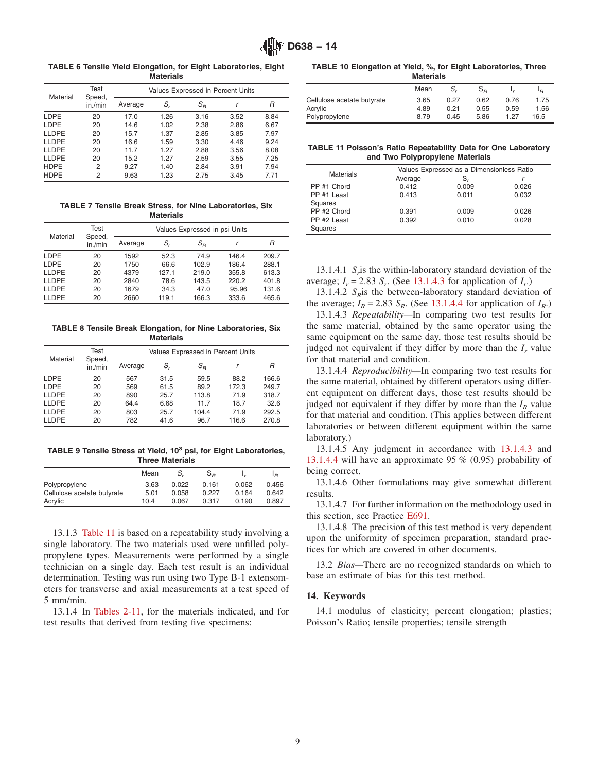**TABLE 6 Tensile Yield Elongation, for Eight Laboratories, Eight Materials**

| Material | Test Speed, in./min | Values Expressed in Percent Units | | | | |
|---|---|---|---|---|---|---|
| | | Average | $S_r$ | $S_R$ | $r$ | $R$ |
| LDPE | 20 | 17.0 | 1.26 | 3.16 | 3.52 | 8.84 |
| LDPE | 20 | 14.6 | 1.02 | 2.38 | 2.86 | 6.67 |
| LLDPE | 20 | 15.7 | 1.37 | 2.85 | 3.85 | 7.97 |
| LLDPE | 20 | 16.6 | 1.59 | 3.30 | 4.46 | 9.24 |
| LLDPE | 20 | 11.7 | 1.27 | 2.88 | 3.56 | 8.08 |
| LLDPE | 20 | 15.2 | 1.27 | 2.59 | 3.55 | 7.25 |
| HDPE | 2 | 9.27 | 1.40 | 2.84 | 3.91 | 7.94 |
| HDPE | 2 | 9.63 | 1.23 | 2.75 | 3.45 | 7.71 |

**TABLE 7 Tensile Break Stress, for Nine Laboratories, Six Materials**

| Material | Test Speed, in./min | Values Expressed in psi Units | | | | |
|---|---|---|---|---|---|---|
| | | Average | $S_r$ | $S_R$ | $r$ | $R$ |
| LDPE | 20 | 1592 | 52.3 | 74.9 | 146.4 | 209.7 |
| LDPE | 20 | 1750 | 66.6 | 102.9 | 186.4 | 288.1 |
| LLDPE | 20 | 4379 | 127.1 | 219.0 | 355.8 | 613.3 |
| LLDPE | 20 | 2840 | 78.6 | 143.5 | 220.2 | 401.8 |
| LLDPE | 20 | 1679 | 34.3 | 47.0 | 95.96 | 131.6 |
| LLDPE | 20 | 2660 | 119.1 | 166.3 | 333.6 | 465.6 |

**TABLE 8 Tensile Break Elongation, for Nine Laboratories, Six Materials**

| Material | Test Speed, in./min | Values Expressed in Percent Units | | | | |
|---|---|---|---|---|---|---|
| | | Average | $S_r$ | $S_R$ | $r$ | $R$ |
| LDPE | 20 | 567 | 31.5 | 59.5 | 88.2 | 166.6 |
| LDPE | 20 | 569 | 61.5 | 89.2 | 172.3 | 249.7 |
| LLDPE | 20 | 890 | 25.7 | 113.8 | 71.9 | 318.7 |
| LLDPE | 20 | 64.4 | 6.68 | 11.7 | 18.7 | 32.6 |
| LLDPE | 20 | 803 | 25.7 | 104.4 | 71.9 | 292.5 |
| LLDPE | 20 | 782 | 41.6 | 96.7 | 116.6 | 270.8 |

**TABLE 9 Tensile Stress at Yield, $10^3$ psi, for Eight Laboratories, Three Materials**

| | Mean | $S_r$ | $S_R$ | $I_r$ | $I_R$ |
|---|---|---|---|---|---|
| Polypropylene | 3.63 | 0.022 | 0.161 | 0.062 | 0.456 |
| Cellulose acetate butyrate | 5.01 | 0.058 | 0.227 | 0.164 | 0.642 |
| Acrylic | 10.4 | 0.067 | 0.317 | 0.190 | 0.897 |

13.1.3 Table 11 is based on a repeatability study involving a single laboratory. The two materials used were unfilled polypropylene types. Measurements were performed by a single technician on a single day. Each test result is an individual determination. Testing was run using two Type B-1 extensometers for transverse and axial measurements at a test speed of 5 mm/min.

13.1.4 In Tables 2-11, for the materials indicated, and for test results that derived from testing five specimens:

**TABLE 10 Elongation at Yield, %, for Eight Laboratories, Three Materials**

| | Mean | $S_r$ | $S_R$ | $I_r$ | $I_R$ |
|---|---|---|---|---|---|
| Cellulose acetate butyrate | 3.65 | 0.27 | 0.62 | 0.76 | 1.75 |
| Acrylic | 4.89 | 0.21 | 0.55 | 0.59 | 1.56 |
| Polypropylene | 8.79 | 0.45 | 5.86 | 1.27 | 16.5 |

**TABLE 11 Poisson's Ratio Repeatability Data for One Laboratory and Two Polypropylene Materials**

| Materials | Values Expressed as a Dimensionless Ratio | | |
|---|---|---|---|
| | Average | $S_r$ | $r$ |
| PP #1 Chord | 0.412 | 0.009 | 0.026 |
| PP #1 Least Squares | 0.413 | 0.011 | 0.032 |
| PP #2 Chord | 0.391 | 0.009 | 0.026 |
| PP #2 Least Squares | 0.392 | 0.010 | 0.028 |

13.1.4.1 $S_r$ is the within-laboratory standard deviation of the average; $I_r = 2.83\ S_r$. (See 13.1.4.3 for application of $I_r$.)

13.1.4.2 $S_R$ is the between-laboratory standard deviation of the average; $I_R = 2.83\ S_R$. (See 13.1.4.4 for application of $I_R$.)

13.1.4.3 *Repeatability*—In comparing two test results for the same material, obtained by the same operator using the same equipment on the same day, those test results should be judged not equivalent if they differ by more than the $I_r$ value for that material and condition.

13.1.4.4 *Reproducibility*—In comparing two test results for the same material, obtained by different operators using different equipment on different days, those test results should be judged not equivalent if they differ by more than the $I_R$ value for that material and condition. (This applies between different laboratories or between different equipment within the same laboratory.)

13.1.4.5 Any judgment in accordance with 13.1.4.3 and 13.1.4.4 will have an approximate 95 % (0.95) probability of being correct.

13.1.4.6 Other formulations may give somewhat different results.

13.1.4.7 For further information on the methodology used in this section, see Practice E691.

13.1.4.8 The precision of this test method is very dependent upon the uniformity of specimen preparation, standard practices for which are covered in other documents.

13.2 *Bias*—There are no recognized standards on which to base an estimate of bias for this test method.

## 14. Keywords

14.1 modulus of elasticity; percent elongation; plastics; Poisson's Ratio; tensile properties; tensile strength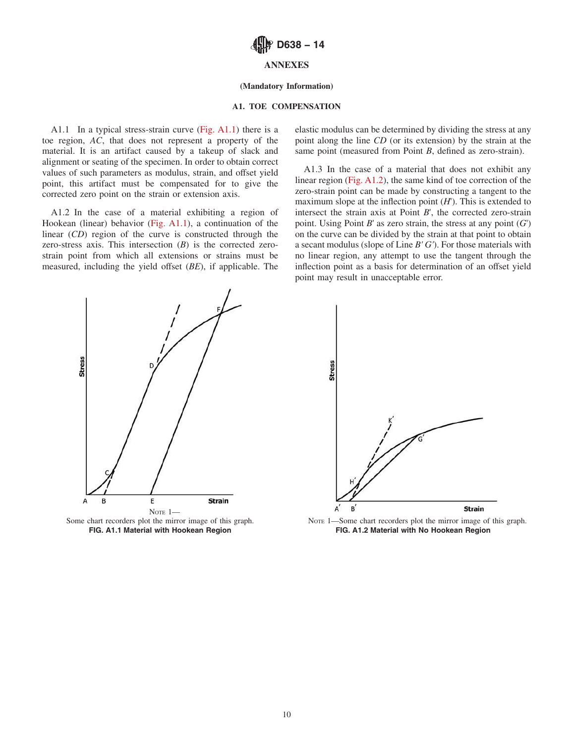## ANNEXES

**(Mandatory Information)**

### A1. TOE COMPENSATION

A1.1 In a typical stress-strain curve (Fig. A1.1) there is a toe region, *AC*, that does not represent a property of the material. It is an artifact caused by a takeup of slack and alignment or seating of the specimen. In order to obtain correct values of such parameters as modulus, strain, and offset yield point, this artifact must be compensated for to give the corrected zero point on the strain or extension axis.

A1.2 In the case of a material exhibiting a region of Hookean (linear) behavior (Fig. A1.1), a continuation of the linear (*CD*) region of the curve is constructed through the zero-stress axis. This intersection (*B*) is the corrected zero-strain point from which all extensions or strains must be measured, including the yield offset (*BE*), if applicable. The elastic modulus can be determined by dividing the stress at any point along the line *CD* (or its extension) by the strain at the same point (measured from Point *B*, defined as zero-strain).

A1.3 In the case of a material that does not exhibit any linear region (Fig. A1.2), the same kind of toe correction of the zero-strain point can be made by constructing a tangent to the maximum slope at the inflection point (*H*′). This is extended to intersect the strain axis at Point *B*′, the corrected zero-strain point. Using Point *B*′ as zero strain, the stress at any point (*G*′) on the curve can be divided by the strain at that point to obtain a secant modulus (slope of Line *B*′ *G*′). For those materials with no linear region, any attempt to use the tangent through the inflection point as a basis for determination of an offset yield point may result in unacceptable error.

NOTE 1—Some chart recorders plot the mirror image of this graph.

**FIG. A1.1 Material with Hookean Region**

NOTE 1—Some chart recorders plot the mirror image of this graph.

**FIG. A1.2 Material with No Hookean Region**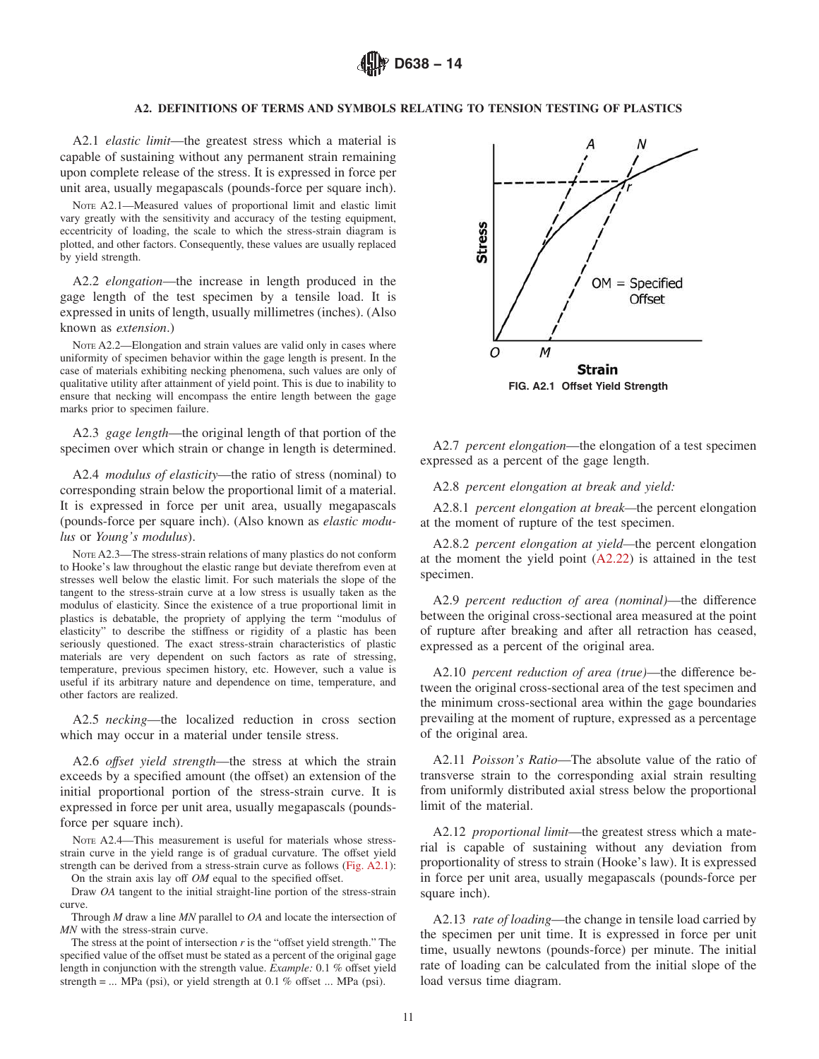## A2. DEFINITIONS OF TERMS AND SYMBOLS RELATING TO TENSION TESTING OF PLASTICS

A2.1 *elastic limit*—the greatest stress which a material is capable of sustaining without any permanent strain remaining upon complete release of the stress. It is expressed in force per unit area, usually megapascals (pounds-force per square inch).

NOTE A2.1—Measured values of proportional limit and elastic limit vary greatly with the sensitivity and accuracy of the testing equipment, eccentricity of loading, the scale to which the stress-strain diagram is plotted, and other factors. Consequently, these values are usually replaced by yield strength.

A2.2 *elongation*—the increase in length produced in the gage length of the test specimen by a tensile load. It is expressed in units of length, usually millimetres (inches). (Also known as *extension*.)

NOTE A2.2—Elongation and strain values are valid only in cases where uniformity of specimen behavior within the gage length is present. In the case of materials exhibiting necking phenomena, such values are only of qualitative utility after attainment of yield point. This is due to inability to ensure that necking will encompass the entire length between the gage marks prior to specimen failure.

A2.3 *gage length*—the original length of that portion of the specimen over which strain or change in length is determined.

A2.4 *modulus of elasticity*—the ratio of stress (nominal) to corresponding strain below the proportional limit of a material. It is expressed in force per unit area, usually megapascals (pounds-force per square inch). (Also known as *elastic modulus* or *Young's modulus*).

NOTE A2.3—The stress-strain relations of many plastics do not conform to Hooke's law throughout the elastic range but deviate therefrom even at stresses well below the elastic limit. For such materials the slope of the tangent to the stress-strain curve at a low stress is usually taken as the modulus of elasticity. Since the existence of a true proportional limit in plastics is debatable, the propriety of applying the term "modulus of elasticity" to describe the stiffness or rigidity of a plastic has been seriously questioned. The exact stress-strain characteristics of plastic materials are very dependent on such factors as rate of stressing, temperature, previous specimen history, etc. However, such a value is useful if its arbitrary nature and dependence on time, temperature, and other factors are realized.

A2.5 *necking*—the localized reduction in cross section which may occur in a material under tensile stress.

A2.6 *offset yield strength*—the stress at which the strain exceeds by a specified amount (the offset) an extension of the initial proportional portion of the stress-strain curve. It is expressed in force per unit area, usually megapascals (pounds-force per square inch).

NOTE A2.4—This measurement is useful for materials whose stress-strain curve in the yield range is of gradual curvature. The offset yield strength can be derived from a stress-strain curve as follows (Fig. A2.1):

On the strain axis lay off *OM* equal to the specified offset.

Draw *OA* tangent to the initial straight-line portion of the stress-strain curve.

Through *M* draw a line *MN* parallel to *OA* and locate the intersection of *MN* with the stress-strain curve.

The stress at the point of intersection *r* is the "offset yield strength." The specified value of the offset must be stated as a percent of the original gage length in conjunction with the strength value. *Example:* 0.1 % offset yield strength = ... MPa (psi), or yield strength at 0.1 % offset ... MPa (psi).

A
N
r
Stress
OM = Specified Offset
O
M
Strain

**FIG. A2.1 Offset Yield Strength**

A2.7 *percent elongation*—the elongation of a test specimen expressed as a percent of the gage length.

A2.8 *percent elongation at break and yield:*

A2.8.1 *percent elongation at break*—the percent elongation at the moment of rupture of the test specimen.

A2.8.2 *percent elongation at yield*—the percent elongation at the moment the yield point (A2.22) is attained in the test specimen.

A2.9 *percent reduction of area (nominal)*—the difference between the original cross-sectional area measured at the point of rupture after breaking and after all retraction has ceased, expressed as a percent of the original area.

A2.10 *percent reduction of area (true)*—the difference between the original cross-sectional area of the test specimen and the minimum cross-sectional area within the gage boundaries prevailing at the moment of rupture, expressed as a percentage of the original area.

A2.11 *Poisson's Ratio*—The absolute value of the ratio of transverse strain to the corresponding axial strain resulting from uniformly distributed axial stress below the proportional limit of the material.

A2.12 *proportional limit*—the greatest stress which a material is capable of sustaining without any deviation from proportionality of stress to strain (Hooke's law). It is expressed in force per unit area, usually megapascals (pounds-force per square inch).

A2.13 *rate of loading*—the change in tensile load carried by the specimen per unit time. It is expressed in force per unit time, usually newtons (pounds-force) per minute. The initial rate of loading can be calculated from the initial slope of the load versus time diagram.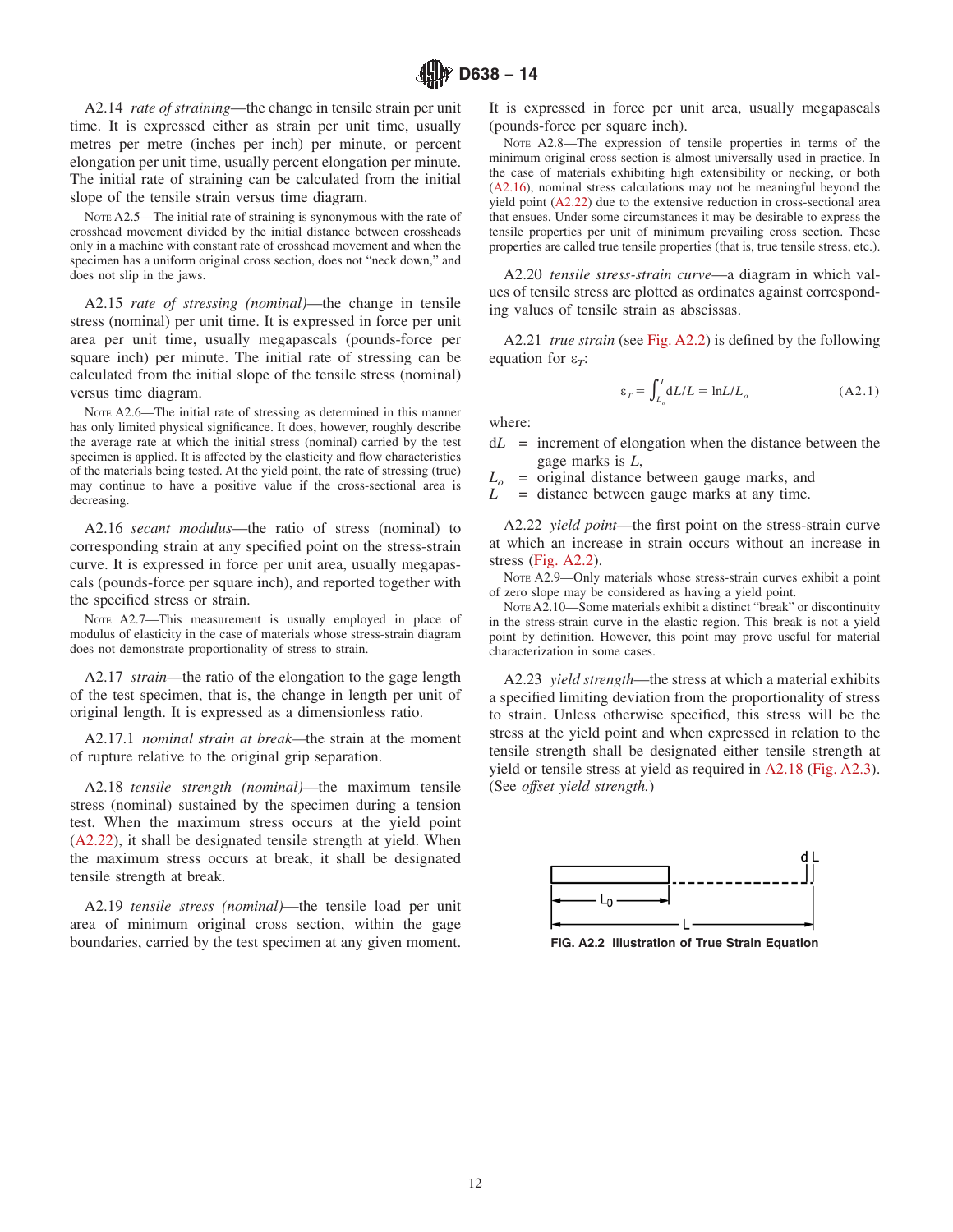A2.14 *rate of straining*—the change in tensile strain per unit time. It is expressed either as strain per unit time, usually metres per metre (inches per inch) per minute, or percent elongation per unit time, usually percent elongation per minute. The initial rate of straining can be calculated from the initial slope of the tensile strain versus time diagram.

NOTE A2.5—The initial rate of straining is synonymous with the rate of crosshead movement divided by the initial distance between crossheads only in a machine with constant rate of crosshead movement and when the specimen has a uniform original cross section, does not "neck down," and does not slip in the jaws.

A2.15 *rate of stressing (nominal)*—the change in tensile stress (nominal) per unit time. It is expressed in force per unit area per unit time, usually megapascals (pounds-force per square inch) per minute. The initial rate of stressing can be calculated from the initial slope of the tensile stress (nominal) versus time diagram.

NOTE A2.6—The initial rate of stressing as determined in this manner has only limited physical significance. It does, however, roughly describe the average rate at which the initial stress (nominal) carried by the test specimen is applied. It is affected by the elasticity and flow characteristics of the materials being tested. At the yield point, the rate of stressing (true) may continue to have a positive value if the cross-sectional area is decreasing.

A2.16 *secant modulus*—the ratio of stress (nominal) to corresponding strain at any specified point on the stress-strain curve. It is expressed in force per unit area, usually megapascals (pounds-force per square inch), and reported together with the specified stress or strain.

NOTE A2.7—This measurement is usually employed in place of modulus of elasticity in the case of materials whose stress-strain diagram does not demonstrate proportionality of stress to strain.

A2.17 *strain*—the ratio of the elongation to the gage length of the test specimen, that is, the change in length per unit of original length. It is expressed as a dimensionless ratio.

A2.17.1 *nominal strain at break*—the strain at the moment of rupture relative to the original grip separation.

A2.18 *tensile strength (nominal)*—the maximum tensile stress (nominal) sustained by the specimen during a tension test. When the maximum stress occurs at the yield point (A2.22), it shall be designated tensile strength at yield. When the maximum stress occurs at break, it shall be designated tensile strength at break.

A2.19 *tensile stress (nominal)*—the tensile load per unit area of minimum original cross section, within the gage boundaries, carried by the test specimen at any given moment. It is expressed in force per unit area, usually megapascals (pounds-force per square inch).

NOTE A2.8—The expression of tensile properties in terms of the minimum original cross section is almost universally used in practice. In the case of materials exhibiting high extensibility or necking, or both (A2.16), nominal stress calculations may not be meaningful beyond the yield point (A2.22) due to the extensive reduction in cross-sectional area that ensues. Under some circumstances it may be desirable to express the tensile properties per unit of minimum prevailing cross section. These properties are called true tensile properties (that is, true tensile stress, etc.).

A2.20 *tensile stress-strain curve*—a diagram in which values of tensile stress are plotted as ordinates against corresponding values of tensile strain as abscissas.

A2.21 *true strain* (see Fig. A2.2) is defined by the following equation for $\varepsilon_T$:

$$\varepsilon_T = \int_{L_o}^{L} dL/L = \ln L/L_o \quad \text{(A2.1)}$$

where:

$dL$ = increment of elongation when the distance between the gage marks is $L$,
$L_o$ = original distance between gauge marks, and
$L$ = distance between gauge marks at any time.

A2.22 *yield point*—the first point on the stress-strain curve at which an increase in strain occurs without an increase in stress (Fig. A2.2).

NOTE A2.9—Only materials whose stress-strain curves exhibit a point of zero slope may be considered as having a yield point.

NOTE A2.10—Some materials exhibit a distinct "break" or discontinuity in the stress-strain curve in the elastic region. This break is not a yield point by definition. However, this point may prove useful for material characterization in some cases.

A2.23 *yield strength*—the stress at which a material exhibits a specified limiting deviation from the proportionality of stress to strain. Unless otherwise specified, this stress will be the stress at the yield point and when expressed in relation to the tensile strength shall be designated either tensile strength at yield or tensile stress at yield as required in A2.18 (Fig. A2.3). (See *offset yield strength.*)

FIG. A2.2 Illustration of True Strain Equation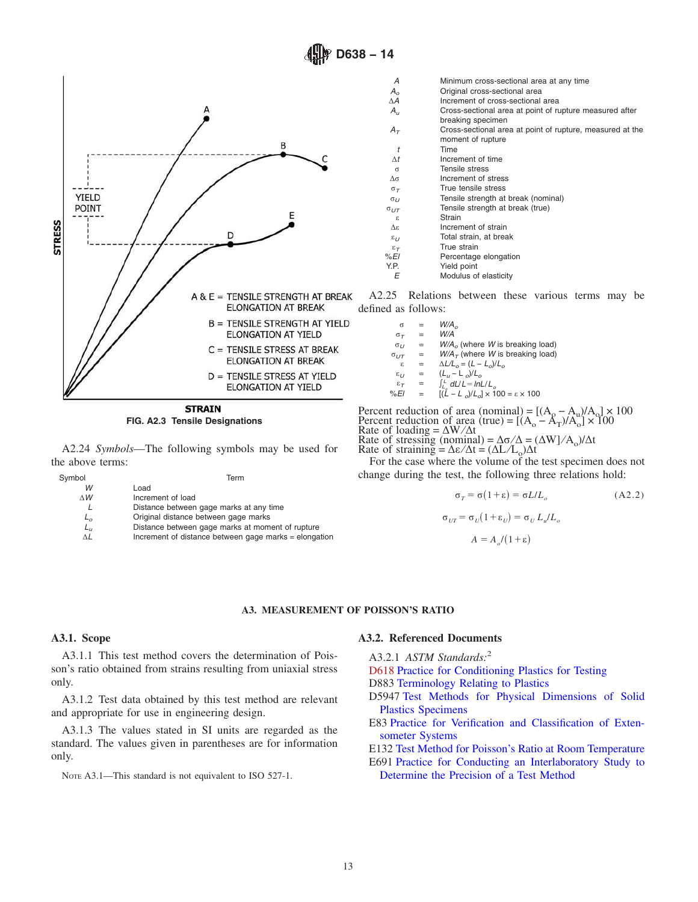A & E = TENSILE STRENGTH AT BREAK ELONGATION AT BREAK

B = TENSILE STRENGTH AT YIELD ELONGATION AT YIELD

C = TENSILE STRESS AT BREAK ELONGATION AT BREAK

D = TENSILE STRESS AT YIELD ELONGATION AT YIELD

**FIG. A2.3 Tensile Designations**

A2.24 *Symbols*—The following symbols may be used for the above terms:

| Symbol | Term |
|---|---|
| $W$ | Load |
| $\Delta W$ | Increment of load |
| $L$ | Distance between gage marks at any time |
| $L_o$ | Original distance between gage marks |
| $L_u$ | Distance between gage marks at moment of rupture |
| $\Delta L$ | Increment of distance between gage marks = elongation |
| $A$ | Minimum cross-sectional area at any time |
| $A_o$ | Original cross-sectional area |
| $\Delta A$ | Increment of cross-sectional area |
| $A_u$ | Cross-sectional area at point of rupture measured after breaking specimen |
| $A_T$ | Cross-sectional area at point of rupture, measured at the moment of rupture |
| $t$ | Time |
| $\Delta t$ | Increment of time |
| $\sigma$ | Tensile stress |
| $\Delta\sigma$ | Increment of stress |
| $\sigma_T$ | True tensile stress |
| $\sigma_U$ | Tensile strength at break (nominal) |
| $\sigma_{UT}$ | Tensile strength at break (true) |
| $\varepsilon$ | Strain |
| $\Delta\varepsilon$ | Increment of strain |
| $\varepsilon_U$ | Total strain, at break |
| $\varepsilon_T$ | True strain |
| %El | Percentage elongation |
| Y.P. | Yield point |
| $E$ | Modulus of elasticity |

A2.25 Relations between these various terms may be defined as follows:

$\sigma = W/A_o$

$\sigma_T = W/A$

$\sigma_U = W/A_o$ (where $W$ is breaking load)

$\sigma_{UT} = W/A_T$ (where $W$ is breaking load)

$\varepsilon = \Delta L/L_o = (L - L_o)/L_o$

$\varepsilon_U = (L_u - L_o)/L_o$

$\varepsilon_T = \int_{L_o}^{L} dL/L = \ln L/L_o$

$\%El = [(L - L_o)/L_o] \times 100 = \varepsilon \times 100$

Percent reduction of area (nominal) = $[(A_o - A_u)/A_o] \times 100$

Percent reduction of area (true) = $[(A_o - A_T)/A_o] \times 100$

Rate of loading = $\Delta W/\Delta t$

Rate of stressing (nominal) = $\Delta\sigma/\Delta = (\Delta W)/A_o)/\Delta t$

Rate of straining = $\Delta\varepsilon/\Delta t = (\Delta L/L_o)\Delta t$

For the case where the volume of the test specimen does not change during the test, the following three relations hold:

$$\sigma_T = \sigma(1+\varepsilon) = \sigma L/L_o \quad \text{(A2.2)}$$

$$\sigma_{UT} = \sigma_U(1+\varepsilon_U) = \sigma_U L_u/L_o$$

$$A = A_o/(1+\varepsilon)$$

## A3. MEASUREMENT OF POISSON'S RATIO

### A3.1. Scope

A3.1.1 This test method covers the determination of Poisson's ratio obtained from strains resulting from uniaxial stress only.

A3.1.2 Test data obtained by this test method are relevant and appropriate for use in engineering design.

A3.1.3 The values stated in SI units are regarded as the standard. The values given in parentheses are for information only.

NOTE A3.1—This standard is not equivalent to ISO 527-1.

### A3.2. Referenced Documents

A3.2.1 *ASTM Standards:*[2]

D618 Practice for Conditioning Plastics for Testing

D883 Terminology Relating to Plastics

D5947 Test Methods for Physical Dimensions of Solid Plastics Specimens

E83 Practice for Verification and Classification of Extensometer Systems

E132 Test Method for Poisson's Ratio at Room Temperature

E691 Practice for Conducting an Interlaboratory Study to Determine the Precision of a Test Method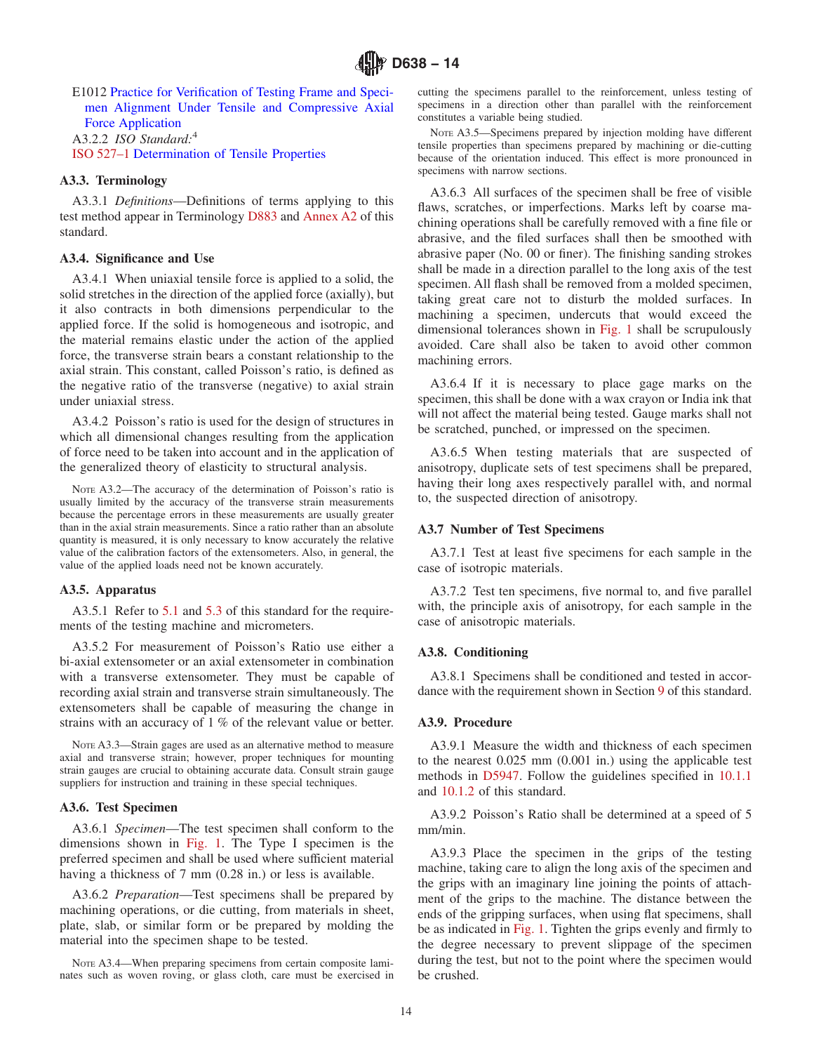E1012 Practice for Verification of Testing Frame and Specimen Alignment Under Tensile and Compressive Axial Force Application

A3.2.2 *ISO Standard:*[4]

ISO 527–1 Determination of Tensile Properties

### A3.3. Terminology

A3.3.1 *Definitions*—Definitions of terms applying to this test method appear in Terminology D883 and Annex A2 of this standard.

### A3.4. Significance and Use

A3.4.1 When uniaxial tensile force is applied to a solid, the solid stretches in the direction of the applied force (axially), but it also contracts in both dimensions perpendicular to the applied force. If the solid is homogeneous and isotropic, and the material remains elastic under the action of the applied force, the transverse strain bears a constant relationship to the axial strain. This constant, called Poisson's ratio, is defined as the negative ratio of the transverse (negative) to axial strain under uniaxial stress.

A3.4.2 Poisson's ratio is used for the design of structures in which all dimensional changes resulting from the application of force need to be taken into account and in the application of the generalized theory of elasticity to structural analysis.

NOTE A3.2—The accuracy of the determination of Poisson's ratio is usually limited by the accuracy of the transverse strain measurements because the percentage errors in these measurements are usually greater than in the axial strain measurements. Since a ratio rather than an absolute quantity is measured, it is only necessary to know accurately the relative value of the calibration factors of the extensometers. Also, in general, the value of the applied loads need not be known accurately.

### A3.5. Apparatus

A3.5.1 Refer to 5.1 and 5.3 of this standard for the requirements of the testing machine and micrometers.

A3.5.2 For measurement of Poisson's Ratio use either a bi-axial extensometer or an axial extensometer in combination with a transverse extensometer. They must be capable of recording axial strain and transverse strain simultaneously. The extensometers shall be capable of measuring the change in strains with an accuracy of 1 % of the relevant value or better.

NOTE A3.3—Strain gages are used as an alternative method to measure axial and transverse strain; however, proper techniques for mounting strain gauges are crucial to obtaining accurate data. Consult strain gauge suppliers for instruction and training in these special techniques.

### A3.6. Test Specimen

A3.6.1 *Specimen*—The test specimen shall conform to the dimensions shown in Fig. 1. The Type I specimen is the preferred specimen and shall be used where sufficient material having a thickness of 7 mm (0.28 in.) or less is available.

A3.6.2 *Preparation*—Test specimens shall be prepared by machining operations, or die cutting, from materials in sheet, plate, slab, or similar form or be prepared by molding the material into the specimen shape to be tested.

NOTE A3.4—When preparing specimens from certain composite laminates such as woven roving, or glass cloth, care must be exercised in cutting the specimens parallel to the reinforcement, unless testing of specimens in a direction other than parallel with the reinforcement constitutes a variable being studied.

NOTE A3.5—Specimens prepared by injection molding have different tensile properties than specimens prepared by machining or die-cutting because of the orientation induced. This effect is more pronounced in specimens with narrow sections.

A3.6.3 All surfaces of the specimen shall be free of visible flaws, scratches, or imperfections. Marks left by coarse machining operations shall be carefully removed with a fine file or abrasive, and the filed surfaces shall then be smoothed with abrasive paper (No. 00 or finer). The finishing sanding strokes shall be made in a direction parallel to the long axis of the test specimen. All flash shall be removed from a molded specimen, taking great care not to disturb the molded surfaces. In machining a specimen, undercuts that would exceed the dimensional tolerances shown in Fig. 1 shall be scrupulously avoided. Care shall also be taken to avoid other common machining errors.

A3.6.4 If it is necessary to place gage marks on the specimen, this shall be done with a wax crayon or India ink that will not affect the material being tested. Gauge marks shall not be scratched, punched, or impressed on the specimen.

A3.6.5 When testing materials that are suspected of anisotropy, duplicate sets of test specimens shall be prepared, having their long axes respectively parallel with, and normal to, the suspected direction of anisotropy.

### A3.7 Number of Test Specimens

A3.7.1 Test at least five specimens for each sample in the case of isotropic materials.

A3.7.2 Test ten specimens, five normal to, and five parallel with, the principle axis of anisotropy, for each sample in the case of anisotropic materials.

### A3.8. Conditioning

A3.8.1 Specimens shall be conditioned and tested in accordance with the requirement shown in Section 9 of this standard.

### A3.9. Procedure

A3.9.1 Measure the width and thickness of each specimen to the nearest 0.025 mm (0.001 in.) using the applicable test methods in D5947. Follow the guidelines specified in 10.1.1 and 10.1.2 of this standard.

A3.9.2 Poisson's Ratio shall be determined at a speed of 5 mm/min.

A3.9.3 Place the specimen in the grips of the testing machine, taking care to align the long axis of the specimen and the grips with an imaginary line joining the points of attachment of the grips to the machine. The distance between the ends of the gripping surfaces, when using flat specimens, shall be as indicated in Fig. 1. Tighten the grips evenly and firmly to the degree necessary to prevent slippage of the specimen during the test, but not to the point where the specimen would be crushed.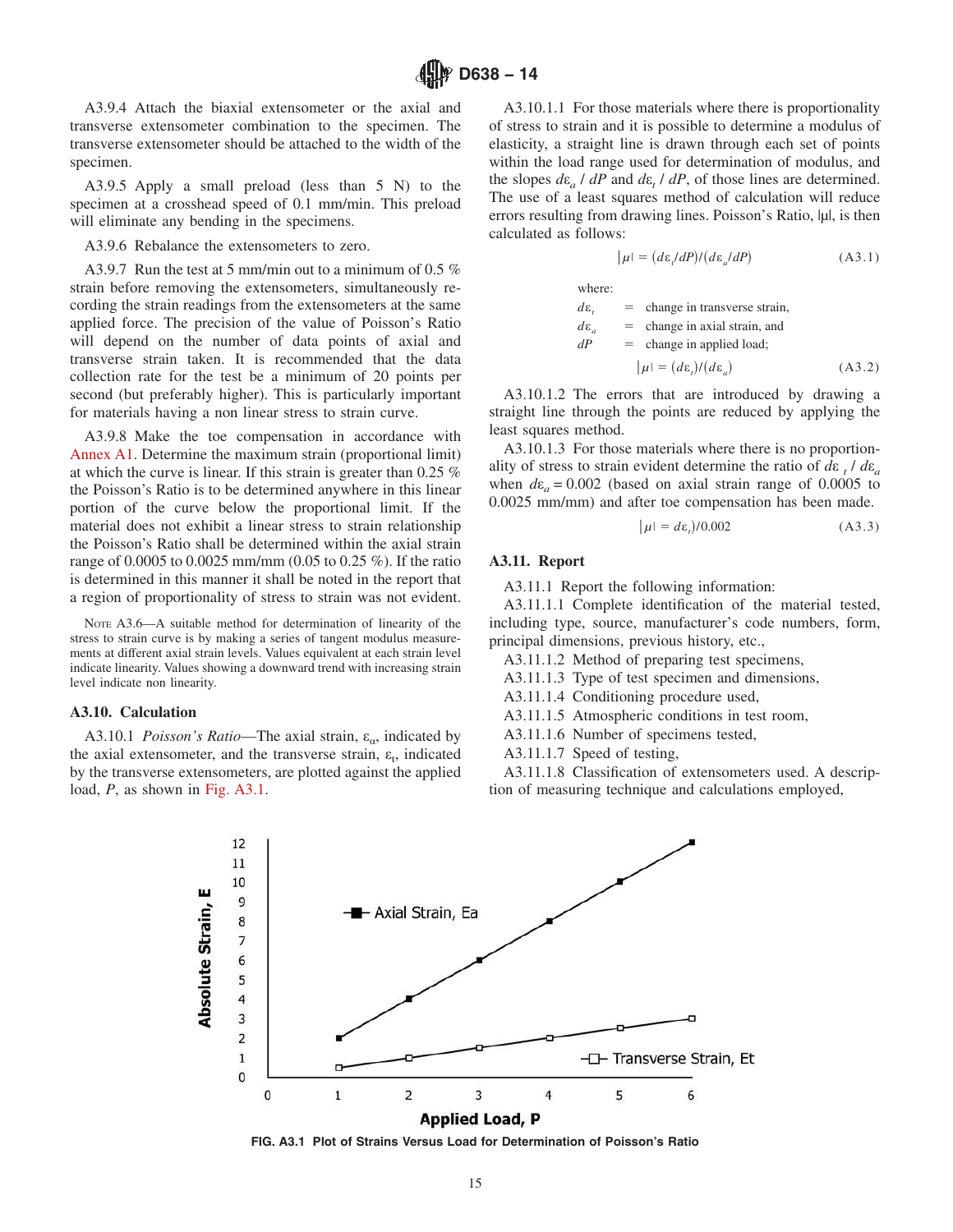A3.9.4 Attach the biaxial extensometer or the axial and transverse extensometer combination to the specimen. The transverse extensometer should be attached to the width of the specimen.

A3.9.5 Apply a small preload (less than 5 N) to the specimen at a crosshead speed of 0.1 mm/min. This preload will eliminate any bending in the specimens.

A3.9.6 Rebalance the extensometers to zero.

A3.9.7 Run the test at 5 mm/min out to a minimum of 0.5 % strain before removing the extensometers, simultaneously recording the strain readings from the extensometers at the same applied force. The precision of the value of Poisson's Ratio will depend on the number of data points of axial and transverse strain taken. It is recommended that the data collection rate for the test be a minimum of 20 points per second (but preferably higher). This is particularly important for materials having a non linear stress to strain curve.

A3.9.8 Make the toe compensation in accordance with Annex A1. Determine the maximum strain (proportional limit) at which the curve is linear. If this strain is greater than 0.25 % the Poisson's Ratio is to be determined anywhere in this linear portion of the curve below the proportional limit. If the material does not exhibit a linear stress to strain relationship the Poisson's Ratio shall be determined within the axial strain range of 0.0005 to 0.0025 mm/mm (0.05 to 0.25 %). If the ratio is determined in this manner it shall be noted in the report that a region of proportionality of stress to strain was not evident.

NOTE A3.6—A suitable method for determination of linearity of the stress to strain curve is by making a series of tangent modulus measurements at different axial strain levels. Values equivalent at each strain level indicate linearity. Values showing a downward trend with increasing strain level indicate non linearity.

### A3.10. Calculation

A3.10.1 *Poisson's Ratio*—The axial strain, $\varepsilon_a$, indicated by the axial extensometer, and the transverse strain, $\varepsilon_t$, indicated by the transverse extensometers, are plotted against the applied load, $P$, as shown in Fig. A3.1.

A3.10.1.1 For those materials where there is proportionality of stress to strain and it is possible to determine a modulus of elasticity, a straight line is drawn through each set of points within the load range used for determination of modulus, and the slopes $d\varepsilon_a / dP$ and $d\varepsilon_t / dP$, of those lines are determined. The use of a least squares method of calculation will reduce errors resulting from drawing lines. Poisson's Ratio, $|\mu|$, is then calculated as follows:

$$|\mu| = (d\varepsilon_t/dP)/(d\varepsilon_a/dP) \tag{A3.1}$$

where:

$d\varepsilon_t$ = change in transverse strain,
$d\varepsilon_a$ = change in axial strain, and
$dP$ = change in applied load;

$$|\mu| = (d\varepsilon_t)/(d\varepsilon_a) \tag{A3.2}$$

A3.10.1.2 The errors that are introduced by drawing a straight line through the points are reduced by applying the least squares method.

A3.10.1.3 For those materials where there is no proportionality of stress to strain evident determine the ratio of $d\varepsilon_t / d\varepsilon_a$ when $d\varepsilon_a = 0.002$ (based on axial strain range of 0.0005 to 0.0025 mm/mm) and after toe compensation has been made.

$$|\mu| = d\varepsilon_t)/0.002 \tag{A3.3}$$

### A3.11. Report

A3.11.1 Report the following information:

A3.11.1.1 Complete identification of the material tested, including type, source, manufacturer's code numbers, form, principal dimensions, previous history, etc.,

A3.11.1.2 Method of preparing test specimens,

A3.11.1.3 Type of test specimen and dimensions,

A3.11.1.4 Conditioning procedure used,

A3.11.1.5 Atmospheric conditions in test room,

A3.11.1.6 Number of specimens tested,

A3.11.1.7 Speed of testing,

A3.11.1.8 Classification of extensometers used. A description of measuring technique and calculations employed,

FIG. A3.1 Plot of Strains Versus Load for Determination of Poisson's Ratio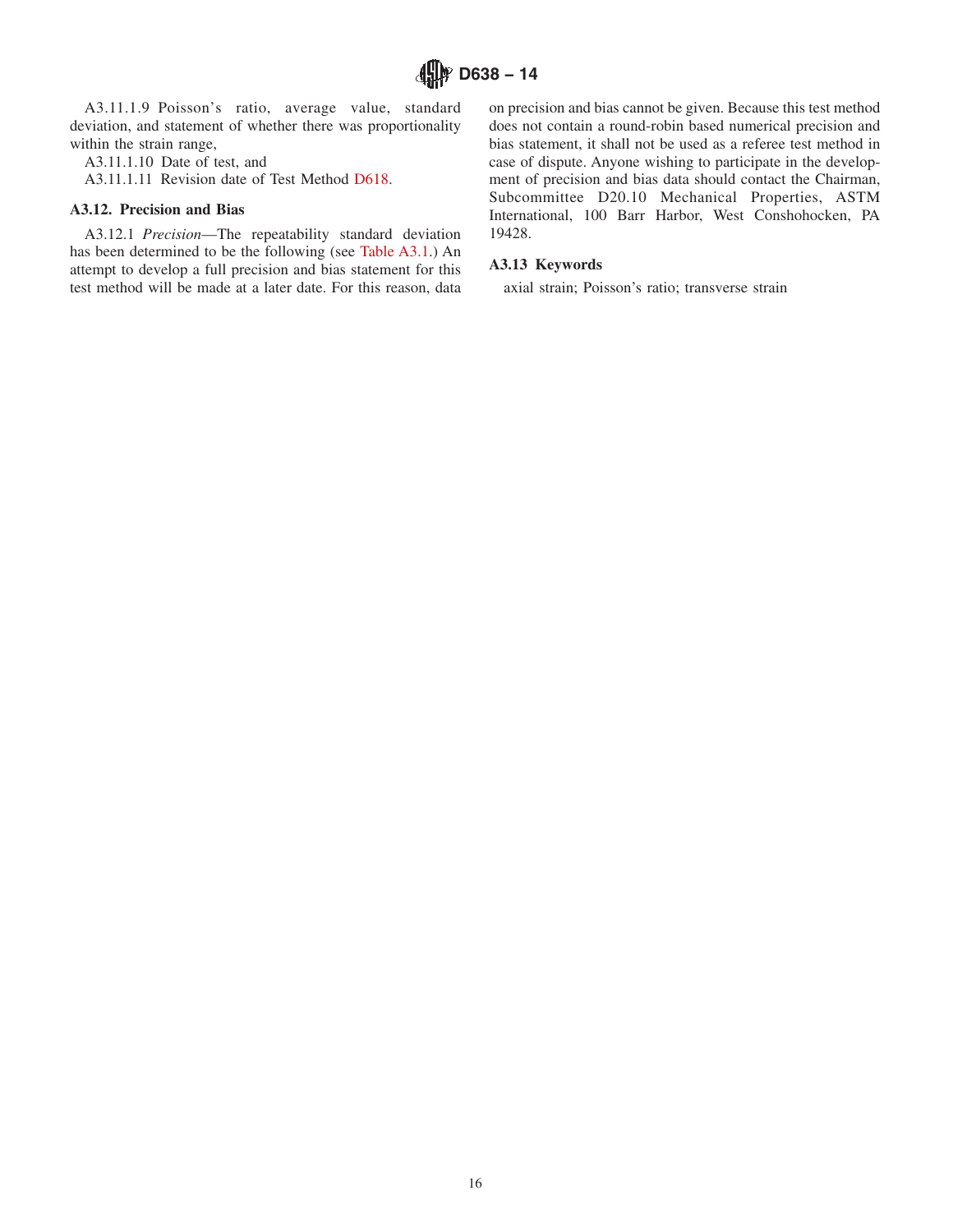A3.11.1.9 Poisson's ratio, average value, standard deviation, and statement of whether there was proportionality within the strain range,

A3.11.1.10 Date of test, and

A3.11.1.11 Revision date of Test Method D618.

### A3.12. Precision and Bias

A3.12.1 *Precision*—The repeatability standard deviation has been determined to be the following (see Table A3.1.) An attempt to develop a full precision and bias statement for this test method will be made at a later date. For this reason, data on precision and bias cannot be given. Because this test method does not contain a round-robin based numerical precision and bias statement, it shall not be used as a referee test method in case of dispute. Anyone wishing to participate in the development of precision and bias data should contact the Chairman, Subcommittee D20.10 Mechanical Properties, ASTM International, 100 Barr Harbor, West Conshohocken, PA 19428.

### A3.13 Keywords

axial strain; Poisson's ratio; transverse strain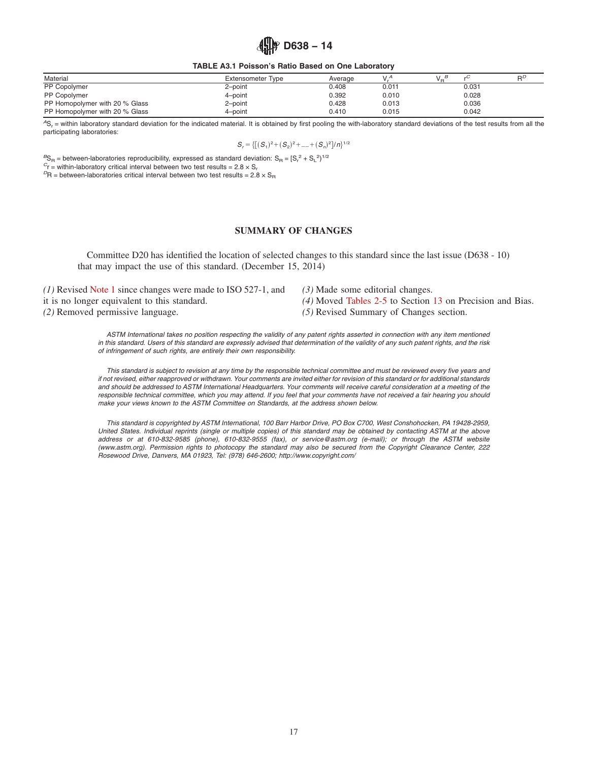**TABLE A3.1 Poisson's Ratio Based on One Laboratory**

| Material | Extensometer Type | Average | $V_r$[A] | $V_R$[B] | r[C] | R[D] |
|---|---|---|---|---|---|---|
| PP Copolymer | 2–point | 0.408 | 0.011 | | 0.031 | |
| PP Copolymer | 4–point | 0.392 | 0.010 | | 0.028 | |
| PP Homopolymer with 20 % Glass | 2–point | 0.428 | 0.013 | | 0.036 | |
| PP Homopolymer with 20 % Glass | 4–point | 0.410 | 0.015 | | 0.042 | |

[A] $S_r$ = within laboratory standard deviation for the indicated material. It is obtained by first pooling the with-laboratory standard deviations of the test results from all the participating laboratories:

$$S_r = \{[(S_1)^2 + (S_2)^2 + \ldots + (S_n)^2]/n\}^{1/2}$$

[B] $S_R$ = between-laboratories reproducibility, expressed as standard deviation: $S_R = [S_r^2 + S_L^2]^{1/2}$

[C] r = within-laboratory critical interval between two test results = 2.8 × $S_r$

[D] R = between-laboratories critical interval between two test results = 2.8 × $S_R$

## SUMMARY OF CHANGES

Committee D20 has identified the location of selected changes to this standard since the last issue (D638 - 10) that may impact the use of this standard. (December 15, 2014)

*(1)* Revised Note 1 since changes were made to ISO 527-1, and it is no longer equivalent to this standard.

*(2)* Removed permissive language.

*(3)* Made some editorial changes.

*(4)* Moved Tables 2-5 to Section 13 on Precision and Bias.

*(5)* Revised Summary of Changes section.

*ASTM International takes no position respecting the validity of any patent rights asserted in connection with any item mentioned in this standard. Users of this standard are expressly advised that determination of the validity of any such patent rights, and the risk of infringement of such rights, are entirely their own responsibility.*

*This standard is subject to revision at any time by the responsible technical committee and must be reviewed every five years and if not revised, either reapproved or withdrawn. Your comments are invited either for revision of this standard or for additional standards and should be addressed to ASTM International Headquarters. Your comments will receive careful consideration at a meeting of the responsible technical committee, which you may attend. If you feel that your comments have not received a fair hearing you should make your views known to the ASTM Committee on Standards, at the address shown below.*

*This standard is copyrighted by ASTM International, 100 Barr Harbor Drive, PO Box C700, West Conshohocken, PA 19428-2959, United States. Individual reprints (single or multiple copies) of this standard may be obtained by contacting ASTM at the above address or at 610-832-9585 (phone), 610-832-9555 (fax), or service@astm.org (e-mail); or through the ASTM website (www.astm.org). Permission rights to photocopy the standard may also be secured from the Copyright Clearance Center, 222 Rosewood Drive, Danvers, MA 01923, Tel: (978) 646-2600; http://www.copyright.com/*